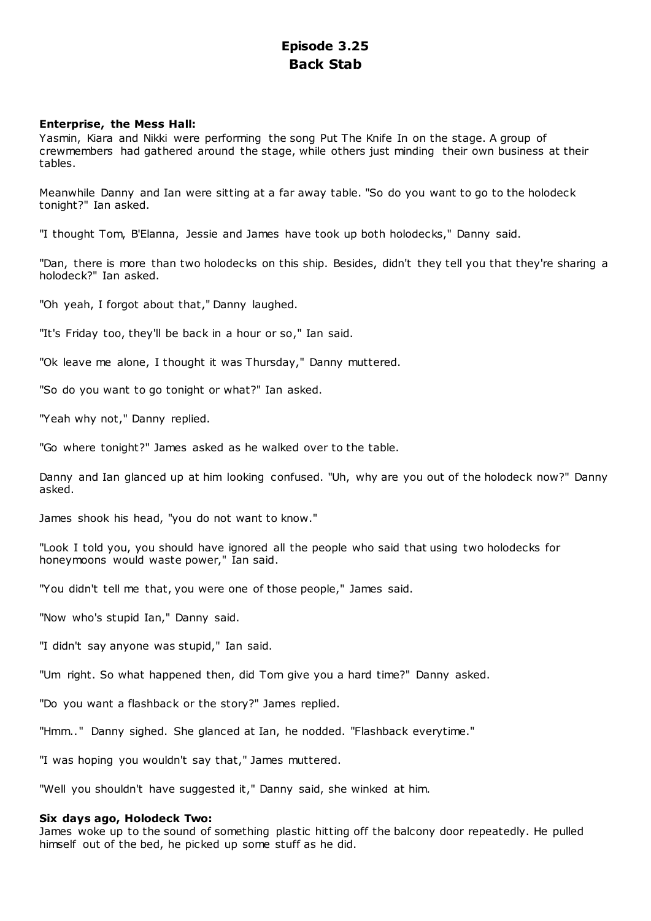# Episode 3.25
# Back Stab

**Enterprise, the Mess Hall:**
Yasmin, Kiara and Nikki were performing the song Put The Knife In on the stage. A group of crewmembers had gathered around the stage, while others just minding their own business at their tables.

Meanwhile Danny and Ian were sitting at a far away table. "So do you want to go to the holodeck tonight?" Ian asked.

"I thought Tom, B'Elanna, Jessie and James have took up both holodecks," Danny said.

"Dan, there is more than two holodecks on this ship. Besides, didn't they tell you that they're sharing a holodeck?" Ian asked.

"Oh yeah, I forgot about that," Danny laughed.

"It's Friday too, they'll be back in a hour or so," Ian said.

"Ok leave me alone, I thought it was Thursday," Danny muttered.

"So do you want to go tonight or what?" Ian asked.

"Yeah why not," Danny replied.

"Go where tonight?" James asked as he walked over to the table.

Danny and Ian glanced up at him looking confused. "Uh, why are you out of the holodeck now?" Danny asked.

James shook his head, "you do not want to know."

"Look I told you, you should have ignored all the people who said that using two holodecks for honeymoons would waste power," Ian said.

"You didn't tell me that, you were one of those people," James said.

"Now who's stupid Ian," Danny said.

"I didn't say anyone was stupid," Ian said.

"Um right. So what happened then, did Tom give you a hard time?" Danny asked.

"Do you want a flashback or the story?" James replied.

"Hmm.." Danny sighed. She glanced at Ian, he nodded. "Flashback everytime."

"I was hoping you wouldn't say that," James muttered.

"Well you shouldn't have suggested it," Danny said, she winked at him.

**Six days ago, Holodeck Two:**
James woke up to the sound of something plastic hitting off the balcony door repeatedly. He pulled himself out of the bed, he picked up some stuff as he did.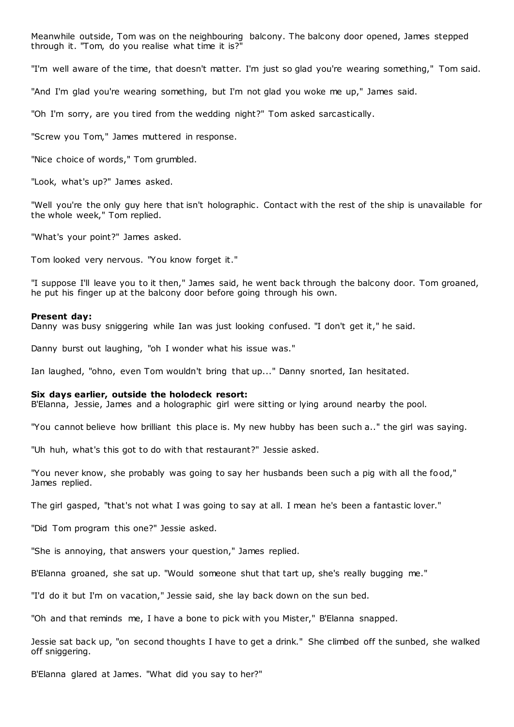Meanwhile outside, Tom was on the neighbouring balcony. The balcony door opened, James stepped through it. "Tom, do you realise what time it is?"

"I'm well aware of the time, that doesn't matter. I'm just so glad you're wearing something," Tom said.

"And I'm glad you're wearing something, but I'm not glad you woke me up," James said.

"Oh I'm sorry, are you tired from the wedding night?" Tom asked sarcastically.

"Screw you Tom," James muttered in response.

"Nice choice of words," Tom grumbled.

"Look, what's up?" James asked.

"Well you're the only guy here that isn't holographic. Contact with the rest of the ship is unavailable for the whole week," Tom replied.

"What's your point?" James asked.

Tom looked very nervous. "You know forget it."

"I suppose I'll leave you to it then," James said, he went back through the balcony door. Tom groaned, he put his finger up at the balcony door before going through his own.

**Present day:**
Danny was busy sniggering while Ian was just looking confused. "I don't get it," he said.

Danny burst out laughing, "oh I wonder what his issue was."

Ian laughed, "ohno, even Tom wouldn't bring that up..." Danny snorted, Ian hesitated.

**Six days earlier, outside the holodeck resort:**
B'Elanna, Jessie, James and a holographic girl were sitting or lying around nearby the pool.

"You cannot believe how brilliant this place is. My new hubby has been such a.." the girl was saying.

"Uh huh, what's this got to do with that restaurant?" Jessie asked.

"You never know, she probably was going to say her husbands been such a pig with all the food," James replied.

The girl gasped, "that's not what I was going to say at all. I mean he's been a fantastic lover."

"Did Tom program this one?" Jessie asked.

"She is annoying, that answers your question," James replied.

B'Elanna groaned, she sat up. "Would someone shut that tart up, she's really bugging me."

"I'd do it but I'm on vacation," Jessie said, she lay back down on the sun bed.

"Oh and that reminds me, I have a bone to pick with you Mister," B'Elanna snapped.

Jessie sat back up, "on second thoughts I have to get a drink." She climbed off the sunbed, she walked off sniggering.

B'Elanna glared at James. "What did you say to her?"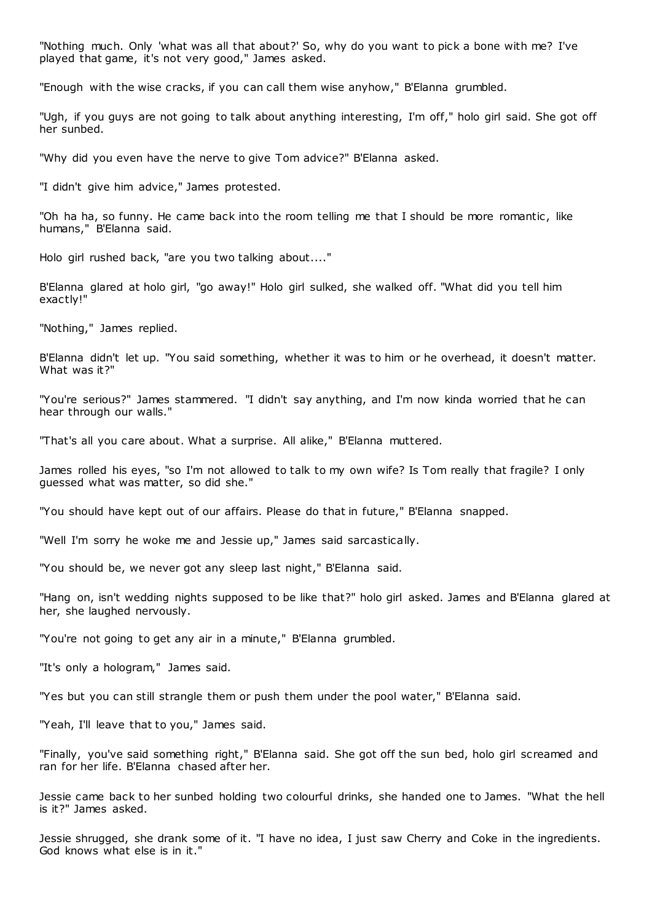"Nothing much. Only 'what was all that about?' So, why do you want to pick a bone with me? I've played that game, it's not very good," James asked.

"Enough with the wise cracks, if you can call them wise anyhow," B'Elanna grumbled.

"Ugh, if you guys are not going to talk about anything interesting, I'm off," holo girl said. She got off her sunbed.

"Why did you even have the nerve to give Tom advice?" B'Elanna asked.

"I didn't give him advice," James protested.

"Oh ha ha, so funny. He came back into the room telling me that I should be more romantic, like humans," B'Elanna said.

Holo girl rushed back, "are you two talking about...."

B'Elanna glared at holo girl, "go away!" Holo girl sulked, she walked off. "What did you tell him exactly!"

"Nothing," James replied.

B'Elanna didn't let up. "You said something, whether it was to him or he overhead, it doesn't matter. What was it?"

"You're serious?" James stammered. "I didn't say anything, and I'm now kinda worried that he can hear through our walls."

"That's all you care about. What a surprise. All alike," B'Elanna muttered.

James rolled his eyes, "so I'm not allowed to talk to my own wife? Is Tom really that fragile? I only guessed what was matter, so did she."

"You should have kept out of our affairs. Please do that in future," B'Elanna snapped.

"Well I'm sorry he woke me and Jessie up," James said sarcastically.

"You should be, we never got any sleep last night," B'Elanna said.

"Hang on, isn't wedding nights supposed to be like that?" holo girl asked. James and B'Elanna glared at her, she laughed nervously.

"You're not going to get any air in a minute," B'Elanna grumbled.

"It's only a hologram," James said.

"Yes but you can still strangle them or push them under the pool water," B'Elanna said.

"Yeah, I'll leave that to you," James said.

"Finally, you've said something right," B'Elanna said. She got off the sun bed, holo girl screamed and ran for her life. B'Elanna chased after her.

Jessie came back to her sunbed holding two colourful drinks, she handed one to James. "What the hell is it?" James asked.

Jessie shrugged, she drank some of it. "I have no idea, I just saw Cherry and Coke in the ingredients. God knows what else is in it."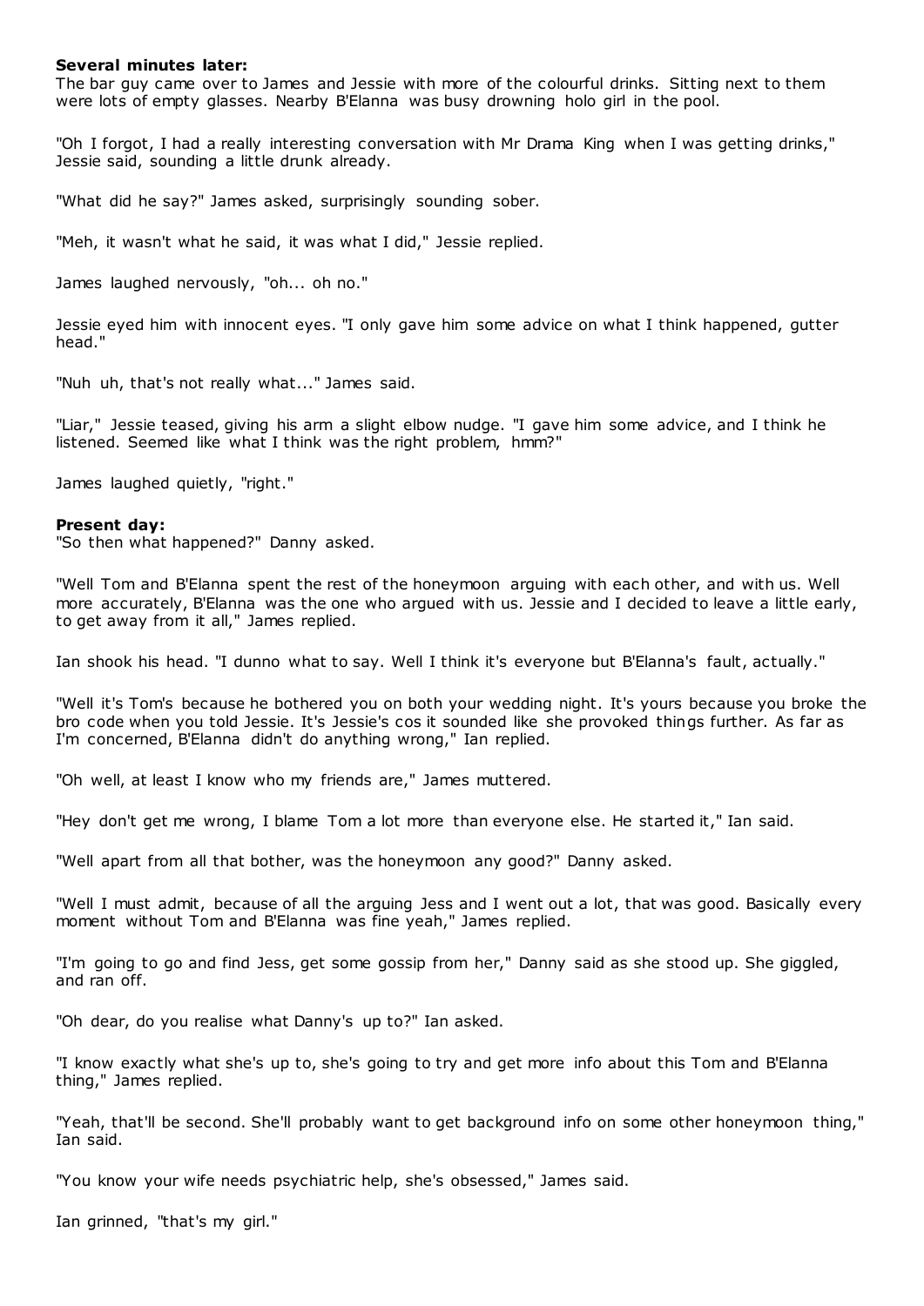**Several minutes later:**
The bar guy came over to James and Jessie with more of the colourful drinks. Sitting next to them were lots of empty glasses. Nearby B'Elanna was busy drowning holo girl in the pool.

"Oh I forgot, I had a really interesting conversation with Mr Drama King when I was getting drinks," Jessie said, sounding a little drunk already.

"What did he say?" James asked, surprisingly sounding sober.

"Meh, it wasn't what he said, it was what I did," Jessie replied.

James laughed nervously, "oh... oh no."

Jessie eyed him with innocent eyes. "I only gave him some advice on what I think happened, gutter head."

"Nuh uh, that's not really what..." James said.

"Liar," Jessie teased, giving his arm a slight elbow nudge. "I gave him some advice, and I think he listened. Seemed like what I think was the right problem, hmm?"

James laughed quietly, "right."

**Present day:**
"So then what happened?" Danny asked.

"Well Tom and B'Elanna spent the rest of the honeymoon arguing with each other, and with us. Well more accurately, B'Elanna was the one who argued with us. Jessie and I decided to leave a little early, to get away from it all," James replied.

Ian shook his head. "I dunno what to say. Well I think it's everyone but B'Elanna's fault, actually."

"Well it's Tom's because he bothered you on both your wedding night. It's yours because you broke the bro code when you told Jessie. It's Jessie's cos it sounded like she provoked things further. As far as I'm concerned, B'Elanna didn't do anything wrong," Ian replied.

"Oh well, at least I know who my friends are," James muttered.

"Hey don't get me wrong, I blame Tom a lot more than everyone else. He started it," Ian said.

"Well apart from all that bother, was the honeymoon any good?" Danny asked.

"Well I must admit, because of all the arguing Jess and I went out a lot, that was good. Basically every moment without Tom and B'Elanna was fine yeah," James replied.

"I'm going to go and find Jess, get some gossip from her," Danny said as she stood up. She giggled, and ran off.

"Oh dear, do you realise what Danny's up to?" Ian asked.

"I know exactly what she's up to, she's going to try and get more info about this Tom and B'Elanna thing," James replied.

"Yeah, that'll be second. She'll probably want to get background info on some other honeymoon thing," Ian said.

"You know your wife needs psychiatric help, she's obsessed," James said.

Ian grinned, "that's my girl."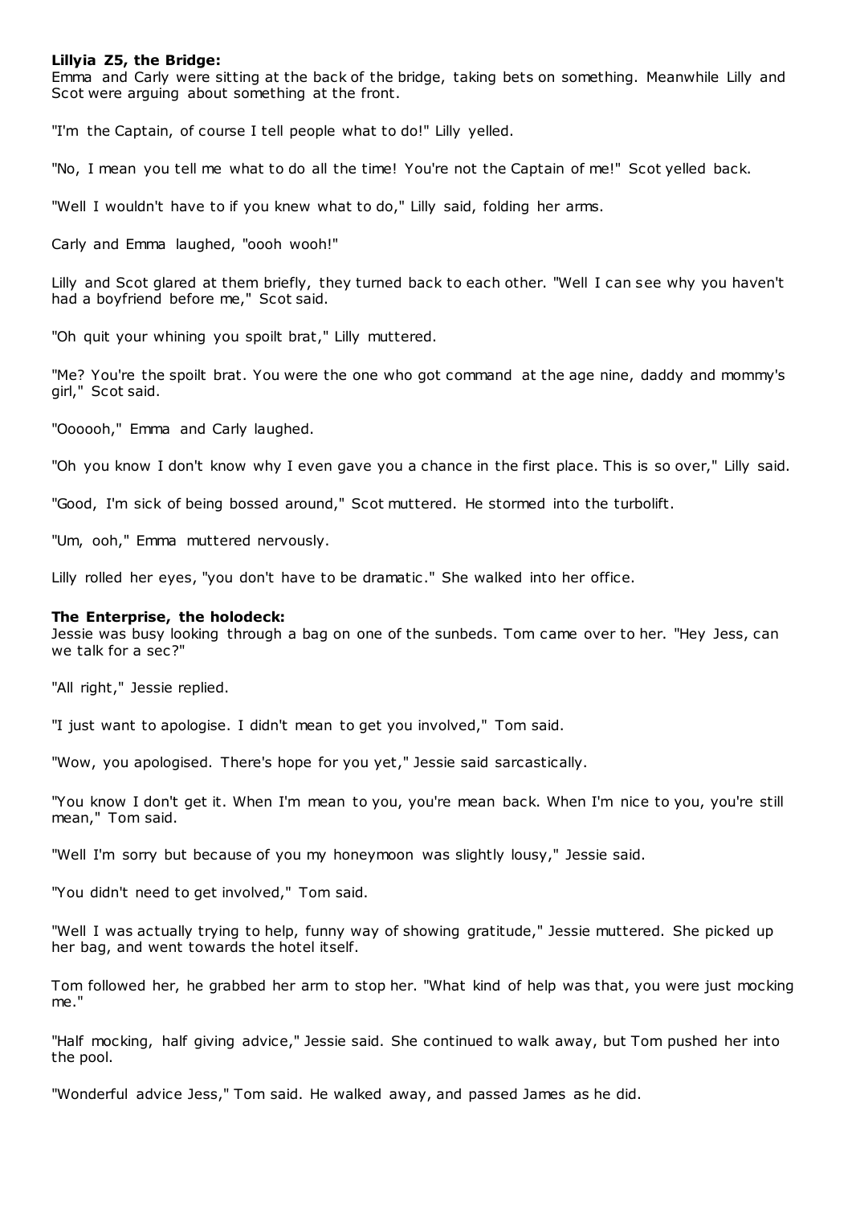**Lillyia Z5, the Bridge:**

Emma and Carly were sitting at the back of the bridge, taking bets on something. Meanwhile Lilly and Scot were arguing about something at the front.

"I'm the Captain, of course I tell people what to do!" Lilly yelled.

"No, I mean you tell me what to do all the time! You're not the Captain of me!" Scot yelled back.

"Well I wouldn't have to if you knew what to do," Lilly said, folding her arms.

Carly and Emma laughed, "oooh wooh!"

Lilly and Scot glared at them briefly, they turned back to each other. "Well I can see why you haven't had a boyfriend before me," Scot said.

"Oh quit your whining you spoilt brat," Lilly muttered.

"Me? You're the spoilt brat. You were the one who got command at the age nine, daddy and mommy's girl," Scot said.

"Oooooh," Emma and Carly laughed.

"Oh you know I don't know why I even gave you a chance in the first place. This is so over," Lilly said.

"Good, I'm sick of being bossed around," Scot muttered. He stormed into the turbolift.

"Um, ooh," Emma muttered nervously.

Lilly rolled her eyes, "you don't have to be dramatic." She walked into her office.

**The Enterprise, the holodeck:**

Jessie was busy looking through a bag on one of the sunbeds. Tom came over to her. "Hey Jess, can we talk for a sec?"

"All right," Jessie replied.

"I just want to apologise. I didn't mean to get you involved," Tom said.

"Wow, you apologised. There's hope for you yet," Jessie said sarcastically.

"You know I don't get it. When I'm mean to you, you're mean back. When I'm nice to you, you're still mean," Tom said.

"Well I'm sorry but because of you my honeymoon was slightly lousy," Jessie said.

"You didn't need to get involved," Tom said.

"Well I was actually trying to help, funny way of showing gratitude," Jessie muttered. She picked up her bag, and went towards the hotel itself.

Tom followed her, he grabbed her arm to stop her. "What kind of help was that, you were just mocking me."

"Half mocking, half giving advice," Jessie said. She continued to walk away, but Tom pushed her into the pool.

"Wonderful advice Jess," Tom said. He walked away, and passed James as he did.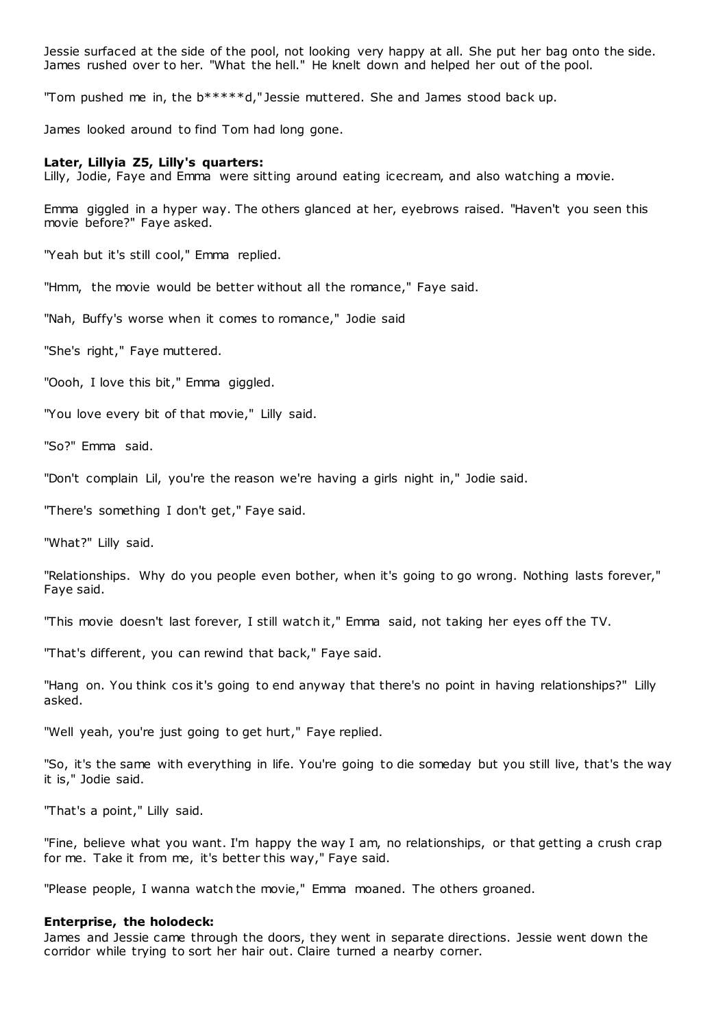Jessie surfaced at the side of the pool, not looking very happy at all. She put her bag onto the side. James rushed over to her. "What the hell." He knelt down and helped her out of the pool.

"Tom pushed me in, the b*****d," Jessie muttered. She and James stood back up.

James looked around to find Tom had long gone.

**Later, Lillyia Z5, Lilly's quarters:**
Lilly, Jodie, Faye and Emma were sitting around eating icecream, and also watching a movie.

Emma giggled in a hyper way. The others glanced at her, eyebrows raised. "Haven't you seen this movie before?" Faye asked.

"Yeah but it's still cool," Emma replied.

"Hmm, the movie would be better without all the romance," Faye said.

"Nah, Buffy's worse when it comes to romance," Jodie said

"She's right," Faye muttered.

"Oooh, I love this bit," Emma giggled.

"You love every bit of that movie," Lilly said.

"So?" Emma said.

"Don't complain Lil, you're the reason we're having a girls night in," Jodie said.

"There's something I don't get," Faye said.

"What?" Lilly said.

"Relationships. Why do you people even bother, when it's going to go wrong. Nothing lasts forever," Faye said.

"This movie doesn't last forever, I still watch it," Emma said, not taking her eyes off the TV.

"That's different, you can rewind that back," Faye said.

"Hang on. You think cos it's going to end anyway that there's no point in having relationships?" Lilly asked.

"Well yeah, you're just going to get hurt," Faye replied.

"So, it's the same with everything in life. You're going to die someday but you still live, that's the way it is," Jodie said.

"That's a point," Lilly said.

"Fine, believe what you want. I'm happy the way I am, no relationships, or that getting a crush crap for me. Take it from me, it's better this way," Faye said.

"Please people, I wanna watch the movie," Emma moaned. The others groaned.

**Enterprise, the holodeck:**
James and Jessie came through the doors, they went in separate directions. Jessie went down the corridor while trying to sort her hair out. Claire turned a nearby corner.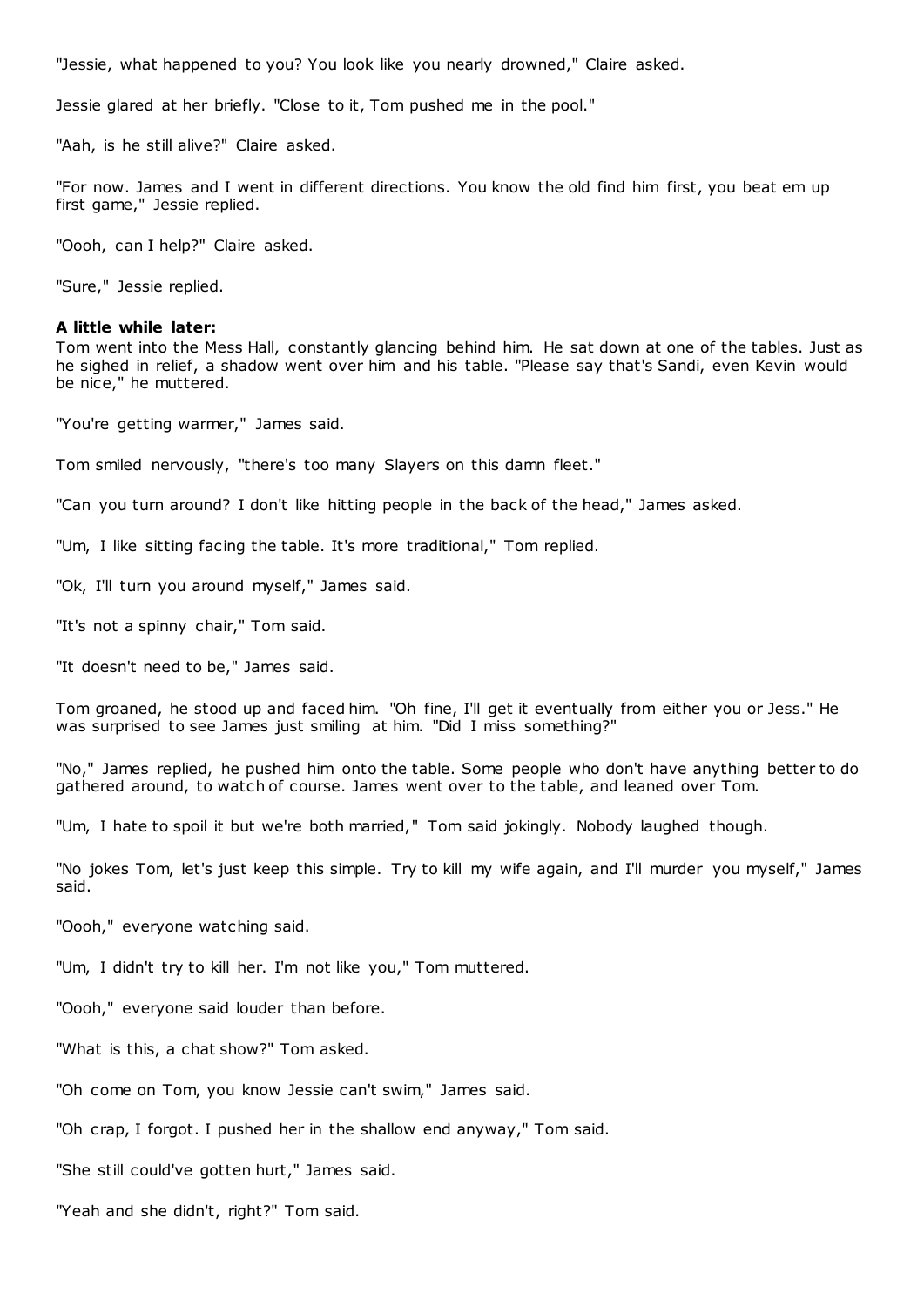"Jessie, what happened to you? You look like you nearly drowned," Claire asked.

Jessie glared at her briefly. "Close to it, Tom pushed me in the pool."

"Aah, is he still alive?" Claire asked.

"For now. James and I went in different directions. You know the old find him first, you beat em up first game," Jessie replied.

"Oooh, can I help?" Claire asked.

"Sure," Jessie replied.

**A little while later:**

Tom went into the Mess Hall, constantly glancing behind him. He sat down at one of the tables. Just as he sighed in relief, a shadow went over him and his table. "Please say that's Sandi, even Kevin would be nice," he muttered.

"You're getting warmer," James said.

Tom smiled nervously, "there's too many Slayers on this damn fleet."

"Can you turn around? I don't like hitting people in the back of the head," James asked.

"Um, I like sitting facing the table. It's more traditional," Tom replied.

"Ok, I'll turn you around myself," James said.

"It's not a spinny chair," Tom said.

"It doesn't need to be," James said.

Tom groaned, he stood up and faced him. "Oh fine, I'll get it eventually from either you or Jess." He was surprised to see James just smiling at him. "Did I miss something?"

"No," James replied, he pushed him onto the table. Some people who don't have anything better to do gathered around, to watch of course. James went over to the table, and leaned over Tom.

"Um, I hate to spoil it but we're both married," Tom said jokingly. Nobody laughed though.

"No jokes Tom, let's just keep this simple. Try to kill my wife again, and I'll murder you myself," James said.

"Oooh," everyone watching said.

"Um, I didn't try to kill her. I'm not like you," Tom muttered.

"Oooh," everyone said louder than before.

"What is this, a chat show?" Tom asked.

"Oh come on Tom, you know Jessie can't swim," James said.

"Oh crap, I forgot. I pushed her in the shallow end anyway," Tom said.

"She still could've gotten hurt," James said.

"Yeah and she didn't, right?" Tom said.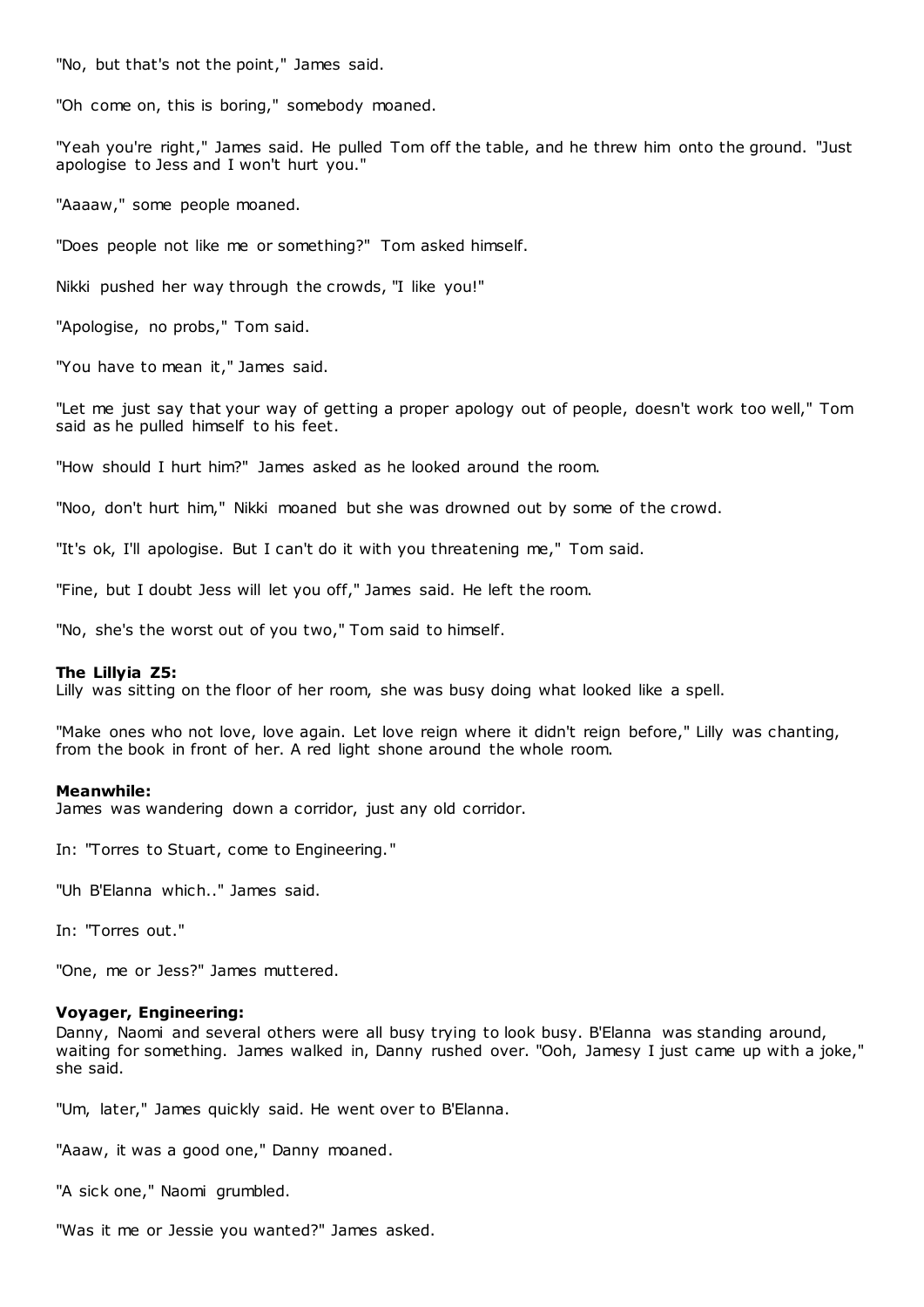"No, but that's not the point," James said.

"Oh come on, this is boring," somebody moaned.

"Yeah you're right," James said. He pulled Tom off the table, and he threw him onto the ground. "Just apologise to Jess and I won't hurt you."

"Aaaaw," some people moaned.

"Does people not like me or something?" Tom asked himself.

Nikki pushed her way through the crowds, "I like you!"

"Apologise, no probs," Tom said.

"You have to mean it," James said.

"Let me just say that your way of getting a proper apology out of people, doesn't work too well," Tom said as he pulled himself to his feet.

"How should I hurt him?" James asked as he looked around the room.

"Noo, don't hurt him," Nikki moaned but she was drowned out by some of the crowd.

"It's ok, I'll apologise. But I can't do it with you threatening me," Tom said.

"Fine, but I doubt Jess will let you off," James said. He left the room.

"No, she's the worst out of you two," Tom said to himself.

**The Lillyia Z5:**
Lilly was sitting on the floor of her room, she was busy doing what looked like a spell.

"Make ones who not love, love again. Let love reign where it didn't reign before," Lilly was chanting, from the book in front of her. A red light shone around the whole room.

**Meanwhile:**
James was wandering down a corridor, just any old corridor.

In: "Torres to Stuart, come to Engineering."

"Uh B'Elanna which.." James said.

In: "Torres out."

"One, me or Jess?" James muttered.

**Voyager, Engineering:**
Danny, Naomi and several others were all busy trying to look busy. B'Elanna was standing around, waiting for something. James walked in, Danny rushed over. "Ooh, Jamesy I just came up with a joke," she said.

"Um, later," James quickly said. He went over to B'Elanna.

"Aaaw, it was a good one," Danny moaned.

"A sick one," Naomi grumbled.

"Was it me or Jessie you wanted?" James asked.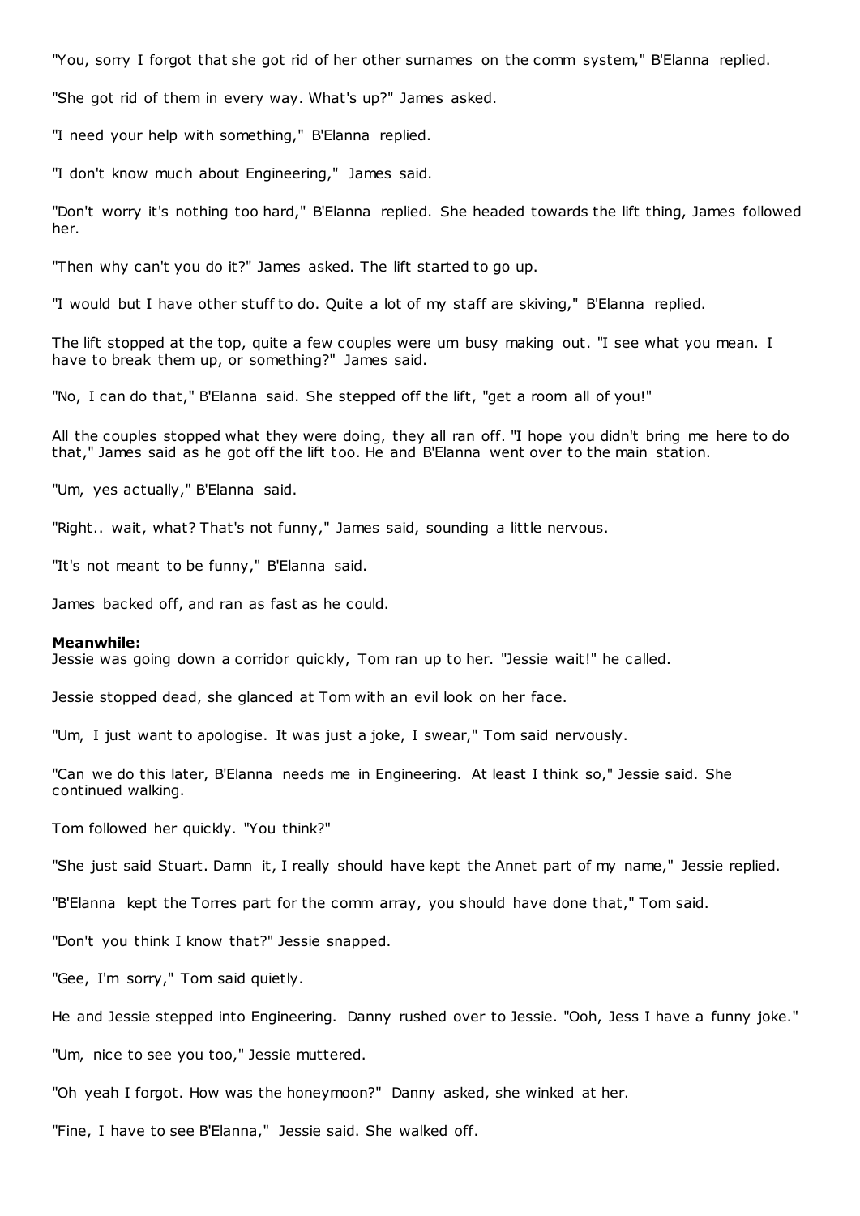"You, sorry I forgot that she got rid of her other surnames on the comm system," B'Elanna replied.

"She got rid of them in every way. What's up?" James asked.

"I need your help with something," B'Elanna replied.

"I don't know much about Engineering," James said.

"Don't worry it's nothing too hard," B'Elanna replied. She headed towards the lift thing, James followed her.

"Then why can't you do it?" James asked. The lift started to go up.

"I would but I have other stuff to do. Quite a lot of my staff are skiving," B'Elanna replied.

The lift stopped at the top, quite a few couples were um busy making out. "I see what you mean. I have to break them up, or something?" James said.

"No, I can do that," B'Elanna said. She stepped off the lift, "get a room all of you!"

All the couples stopped what they were doing, they all ran off. "I hope you didn't bring me here to do that," James said as he got off the lift too. He and B'Elanna went over to the main station.

"Um, yes actually," B'Elanna said.

"Right.. wait, what? That's not funny," James said, sounding a little nervous.

"It's not meant to be funny," B'Elanna said.

James backed off, and ran as fast as he could.

**Meanwhile:**
Jessie was going down a corridor quickly, Tom ran up to her. "Jessie wait!" he called.

Jessie stopped dead, she glanced at Tom with an evil look on her face.

"Um, I just want to apologise. It was just a joke, I swear," Tom said nervously.

"Can we do this later, B'Elanna needs me in Engineering. At least I think so," Jessie said. She continued walking.

Tom followed her quickly. "You think?"

"She just said Stuart. Damn it, I really should have kept the Annet part of my name," Jessie replied.

"B'Elanna kept the Torres part for the comm array, you should have done that," Tom said.

"Don't you think I know that?" Jessie snapped.

"Gee, I'm sorry," Tom said quietly.

He and Jessie stepped into Engineering. Danny rushed over to Jessie. "Ooh, Jess I have a funny joke."

"Um, nice to see you too," Jessie muttered.

"Oh yeah I forgot. How was the honeymoon?" Danny asked, she winked at her.

"Fine, I have to see B'Elanna," Jessie said. She walked off.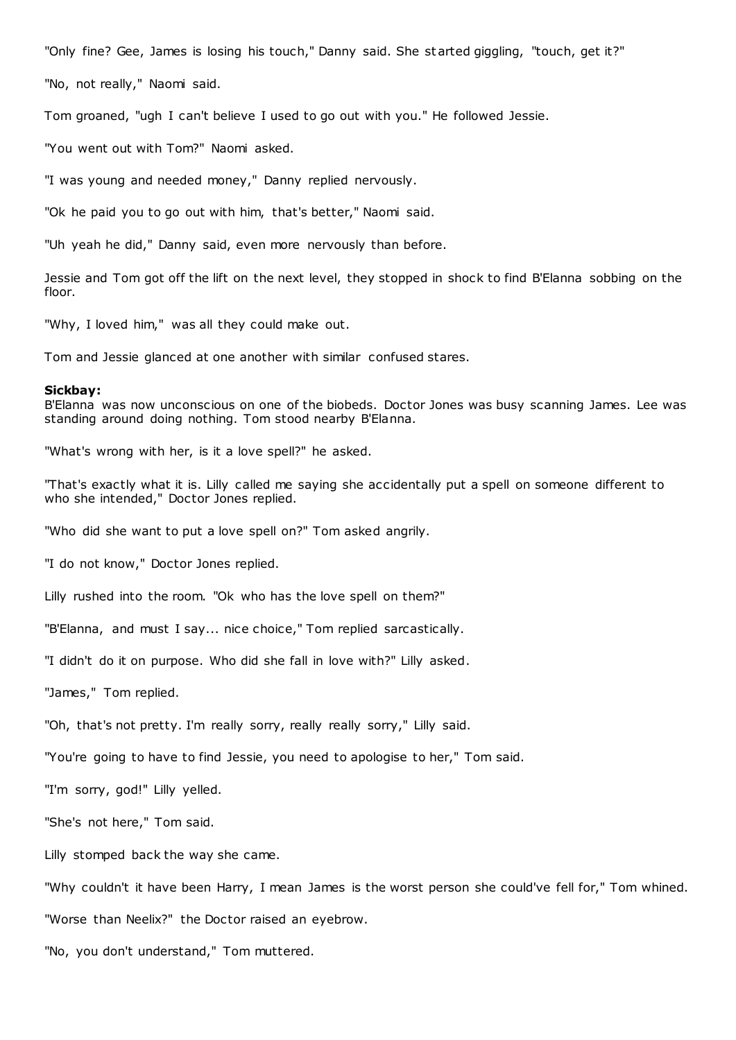"Only fine? Gee, James is losing his touch," Danny said. She started giggling, "touch, get it?"

"No, not really," Naomi said.

Tom groaned, "ugh I can't believe I used to go out with you." He followed Jessie.

"You went out with Tom?" Naomi asked.

"I was young and needed money," Danny replied nervously.

"Ok he paid you to go out with him, that's better," Naomi said.

"Uh yeah he did," Danny said, even more nervously than before.

Jessie and Tom got off the lift on the next level, they stopped in shock to find B'Elanna sobbing on the floor.

"Why, I loved him," was all they could make out.

Tom and Jessie glanced at one another with similar confused stares.

**Sickbay:**
B'Elanna was now unconscious on one of the biobeds. Doctor Jones was busy scanning James. Lee was standing around doing nothing. Tom stood nearby B'Elanna.

"What's wrong with her, is it a love spell?" he asked.

"That's exactly what it is. Lilly called me saying she accidentally put a spell on someone different to who she intended," Doctor Jones replied.

"Who did she want to put a love spell on?" Tom asked angrily.

"I do not know," Doctor Jones replied.

Lilly rushed into the room. "Ok who has the love spell on them?"

"B'Elanna, and must I say... nice choice," Tom replied sarcastically.

"I didn't do it on purpose. Who did she fall in love with?" Lilly asked.

"James," Tom replied.

"Oh, that's not pretty. I'm really sorry, really really sorry," Lilly said.

"You're going to have to find Jessie, you need to apologise to her," Tom said.

"I'm sorry, god!" Lilly yelled.

"She's not here," Tom said.

Lilly stomped back the way she came.

"Why couldn't it have been Harry, I mean James is the worst person she could've fell for," Tom whined.

"Worse than Neelix?" the Doctor raised an eyebrow.

"No, you don't understand," Tom muttered.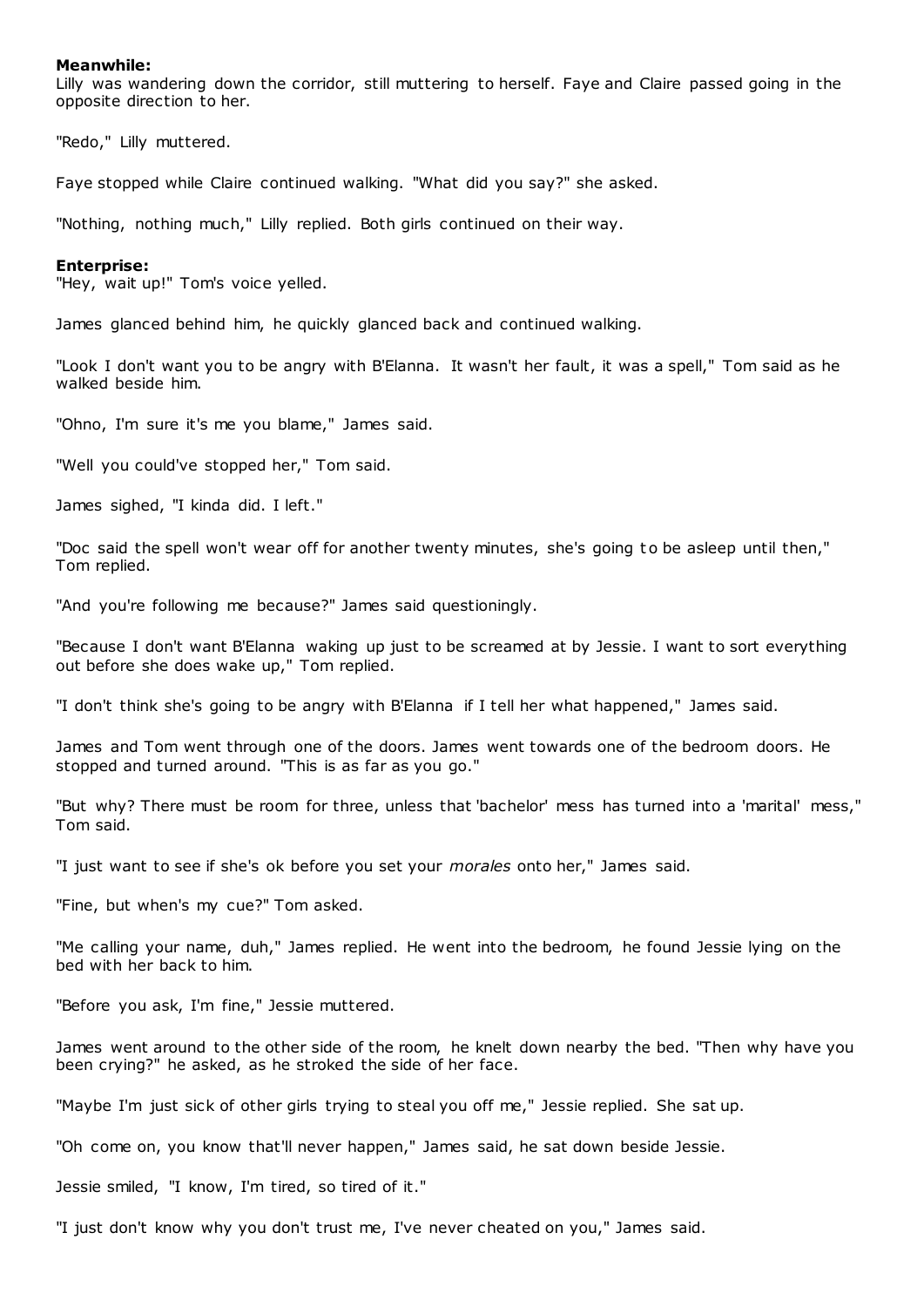**Meanwhile:**

Lilly was wandering down the corridor, still muttering to herself. Faye and Claire passed going in the opposite direction to her.

"Redo," Lilly muttered.

Faye stopped while Claire continued walking. "What did you say?" she asked.

"Nothing, nothing much," Lilly replied. Both girls continued on their way.

**Enterprise:**

"Hey, wait up!" Tom's voice yelled.

James glanced behind him, he quickly glanced back and continued walking.

"Look I don't want you to be angry with B'Elanna. It wasn't her fault, it was a spell," Tom said as he walked beside him.

"Ohno, I'm sure it's me you blame," James said.

"Well you could've stopped her," Tom said.

James sighed, "I kinda did. I left."

"Doc said the spell won't wear off for another twenty minutes, she's going to be asleep until then," Tom replied.

"And you're following me because?" James said questioningly.

"Because I don't want B'Elanna waking up just to be screamed at by Jessie. I want to sort everything out before she does wake up," Tom replied.

"I don't think she's going to be angry with B'Elanna if I tell her what happened," James said.

James and Tom went through one of the doors. James went towards one of the bedroom doors. He stopped and turned around. "This is as far as you go."

"But why? There must be room for three, unless that 'bachelor' mess has turned into a 'marital' mess," Tom said.

"I just want to see if she's ok before you set your *morales* onto her," James said.

"Fine, but when's my cue?" Tom asked.

"Me calling your name, duh," James replied. He went into the bedroom, he found Jessie lying on the bed with her back to him.

"Before you ask, I'm fine," Jessie muttered.

James went around to the other side of the room, he knelt down nearby the bed. "Then why have you been crying?" he asked, as he stroked the side of her face.

"Maybe I'm just sick of other girls trying to steal you off me," Jessie replied. She sat up.

"Oh come on, you know that'll never happen," James said, he sat down beside Jessie.

Jessie smiled, "I know, I'm tired, so tired of it."

"I just don't know why you don't trust me, I've never cheated on you," James said.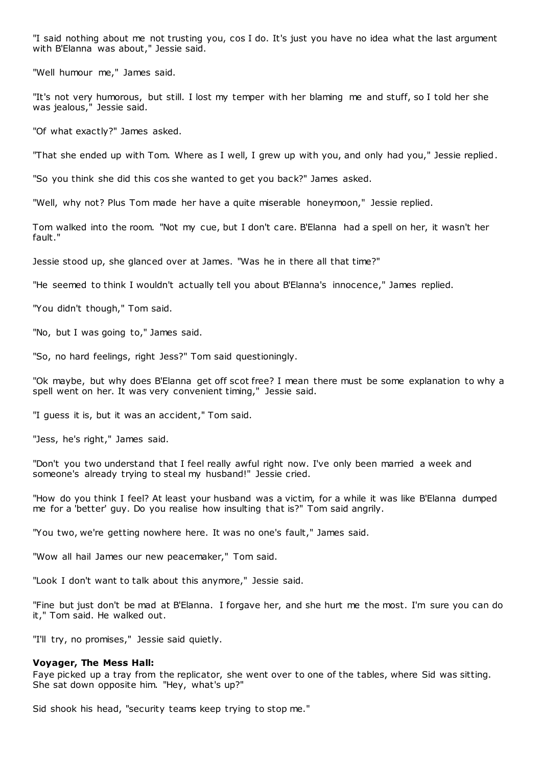"I said nothing about me not trusting you, cos I do. It's just you have no idea what the last argument with B'Elanna was about," Jessie said.

"Well humour me," James said.

"It's not very humorous, but still. I lost my temper with her blaming me and stuff, so I told her she was jealous," Jessie said.

"Of what exactly?" James asked.

"That she ended up with Tom. Where as I well, I grew up with you, and only had you," Jessie replied.

"So you think she did this cos she wanted to get you back?" James asked.

"Well, why not? Plus Tom made her have a quite miserable honeymoon," Jessie replied.

Tom walked into the room. "Not my cue, but I don't care. B'Elanna had a spell on her, it wasn't her fault."

Jessie stood up, she glanced over at James. "Was he in there all that time?"

"He seemed to think I wouldn't actually tell you about B'Elanna's innocence," James replied.

"You didn't though," Tom said.

"No, but I was going to," James said.

"So, no hard feelings, right Jess?" Tom said questioningly.

"Ok maybe, but why does B'Elanna get off scot free? I mean there must be some explanation to why a spell went on her. It was very convenient timing," Jessie said.

"I guess it is, but it was an accident," Tom said.

"Jess, he's right," James said.

"Don't you two understand that I feel really awful right now. I've only been married a week and someone's already trying to steal my husband!" Jessie cried.

"How do you think I feel? At least your husband was a victim, for a while it was like B'Elanna dumped me for a 'better' guy. Do you realise how insulting that is?" Tom said angrily.

"You two, we're getting nowhere here. It was no one's fault," James said.

"Wow all hail James our new peacemaker," Tom said.

"Look I don't want to talk about this anymore," Jessie said.

"Fine but just don't be mad at B'Elanna. I forgave her, and she hurt me the most. I'm sure you can do it," Tom said. He walked out.

"I'll try, no promises," Jessie said quietly.

**Voyager, The Mess Hall:**

Faye picked up a tray from the replicator, she went over to one of the tables, where Sid was sitting. She sat down opposite him. "Hey, what's up?"

Sid shook his head, "security teams keep trying to stop me."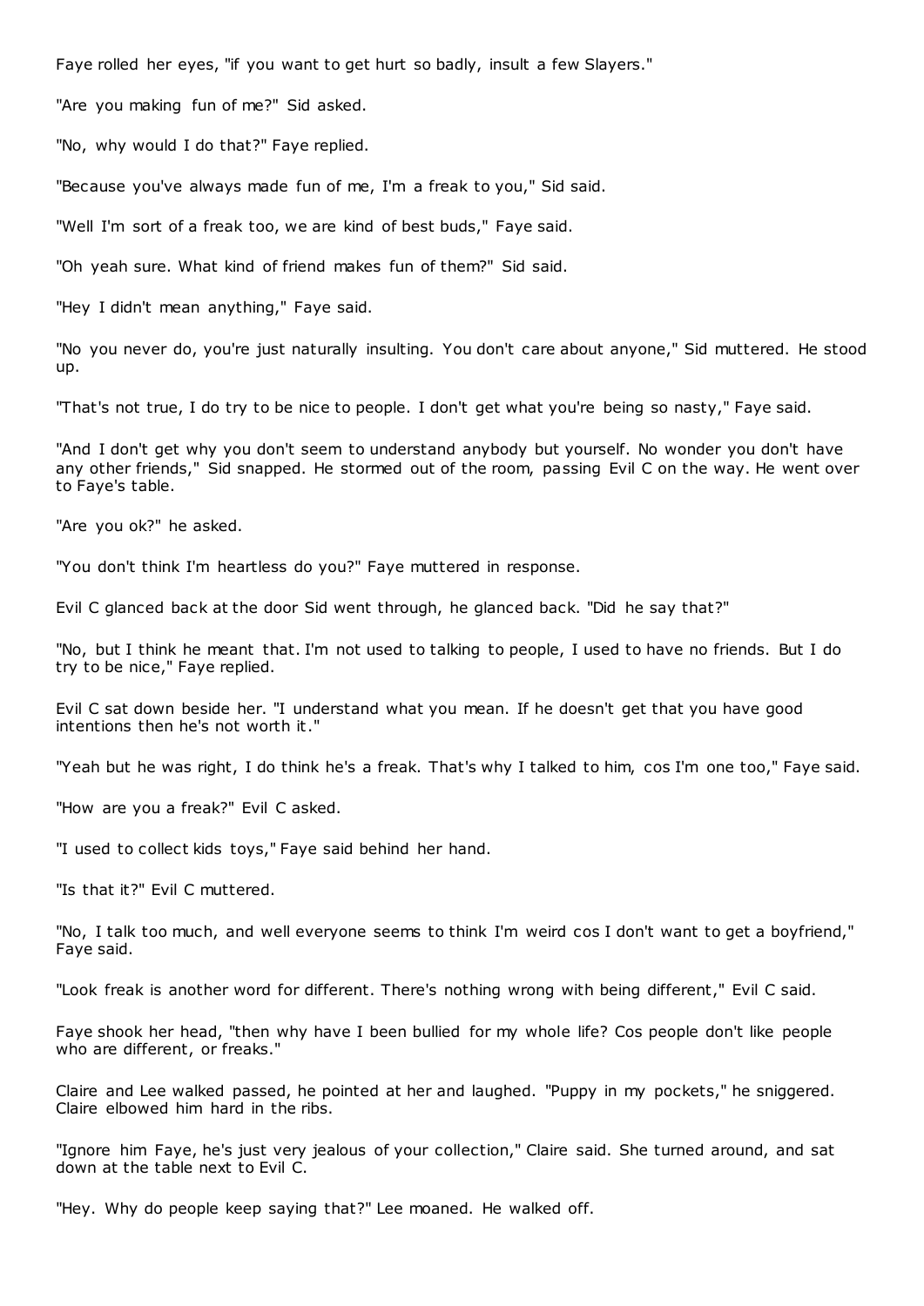Faye rolled her eyes, "if you want to get hurt so badly, insult a few Slayers."

"Are you making fun of me?" Sid asked.

"No, why would I do that?" Faye replied.

"Because you've always made fun of me, I'm a freak to you," Sid said.

"Well I'm sort of a freak too, we are kind of best buds," Faye said.

"Oh yeah sure. What kind of friend makes fun of them?" Sid said.

"Hey I didn't mean anything," Faye said.

"No you never do, you're just naturally insulting. You don't care about anyone," Sid muttered. He stood up.

"That's not true, I do try to be nice to people. I don't get what you're being so nasty," Faye said.

"And I don't get why you don't seem to understand anybody but yourself. No wonder you don't have any other friends," Sid snapped. He stormed out of the room, passing Evil C on the way. He went over to Faye's table.

"Are you ok?" he asked.

"You don't think I'm heartless do you?" Faye muttered in response.

Evil C glanced back at the door Sid went through, he glanced back. "Did he say that?"

"No, but I think he meant that. I'm not used to talking to people, I used to have no friends. But I do try to be nice," Faye replied.

Evil C sat down beside her. "I understand what you mean. If he doesn't get that you have good intentions then he's not worth it."

"Yeah but he was right, I do think he's a freak. That's why I talked to him, cos I'm one too," Faye said.

"How are you a freak?" Evil C asked.

"I used to collect kids toys," Faye said behind her hand.

"Is that it?" Evil C muttered.

"No, I talk too much, and well everyone seems to think I'm weird cos I don't want to get a boyfriend," Faye said.

"Look freak is another word for different. There's nothing wrong with being different," Evil C said.

Faye shook her head, "then why have I been bullied for my whole life? Cos people don't like people who are different, or freaks."

Claire and Lee walked passed, he pointed at her and laughed. "Puppy in my pockets," he sniggered. Claire elbowed him hard in the ribs.

"Ignore him Faye, he's just very jealous of your collection," Claire said. She turned around, and sat down at the table next to Evil C.

"Hey. Why do people keep saying that?" Lee moaned. He walked off.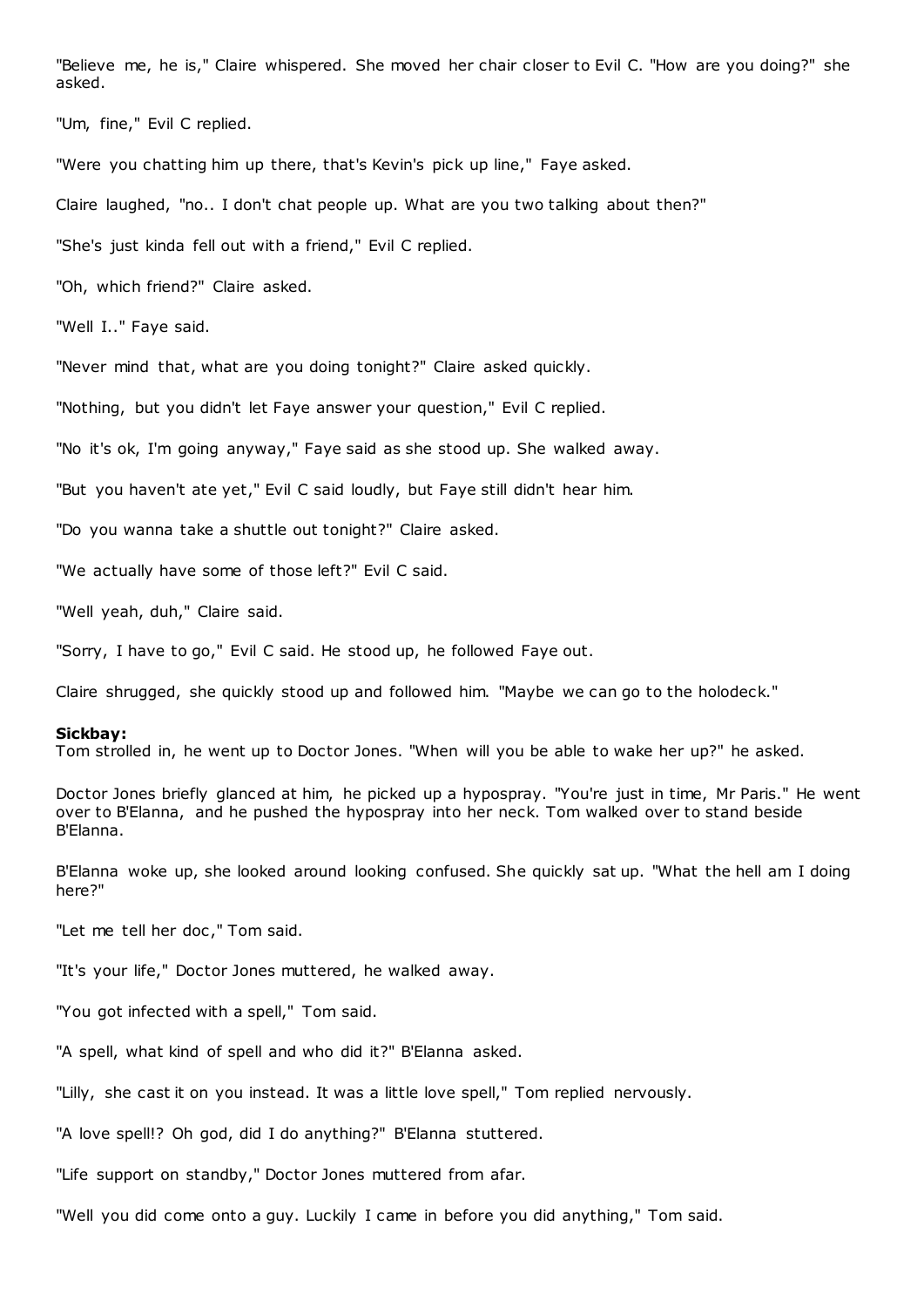"Believe me, he is," Claire whispered. She moved her chair closer to Evil C. "How are you doing?" she asked.

"Um, fine," Evil C replied.

"Were you chatting him up there, that's Kevin's pick up line," Faye asked.

Claire laughed, "no.. I don't chat people up. What are you two talking about then?"

"She's just kinda fell out with a friend," Evil C replied.

"Oh, which friend?" Claire asked.

"Well I.." Faye said.

"Never mind that, what are you doing tonight?" Claire asked quickly.

"Nothing, but you didn't let Faye answer your question," Evil C replied.

"No it's ok, I'm going anyway," Faye said as she stood up. She walked away.

"But you haven't ate yet," Evil C said loudly, but Faye still didn't hear him.

"Do you wanna take a shuttle out tonight?" Claire asked.

"We actually have some of those left?" Evil C said.

"Well yeah, duh," Claire said.

"Sorry, I have to go," Evil C said. He stood up, he followed Faye out.

Claire shrugged, she quickly stood up and followed him. "Maybe we can go to the holodeck."

**Sickbay:**
Tom strolled in, he went up to Doctor Jones. "When will you be able to wake her up?" he asked.

Doctor Jones briefly glanced at him, he picked up a hypospray. "You're just in time, Mr Paris." He went over to B'Elanna, and he pushed the hypospray into her neck. Tom walked over to stand beside B'Elanna.

B'Elanna woke up, she looked around looking confused. She quickly sat up. "What the hell am I doing here?"

"Let me tell her doc," Tom said.

"It's your life," Doctor Jones muttered, he walked away.

"You got infected with a spell," Tom said.

"A spell, what kind of spell and who did it?" B'Elanna asked.

"Lilly, she cast it on you instead. It was a little love spell," Tom replied nervously.

"A love spell!? Oh god, did I do anything?" B'Elanna stuttered.

"Life support on standby," Doctor Jones muttered from afar.

"Well you did come onto a guy. Luckily I came in before you did anything," Tom said.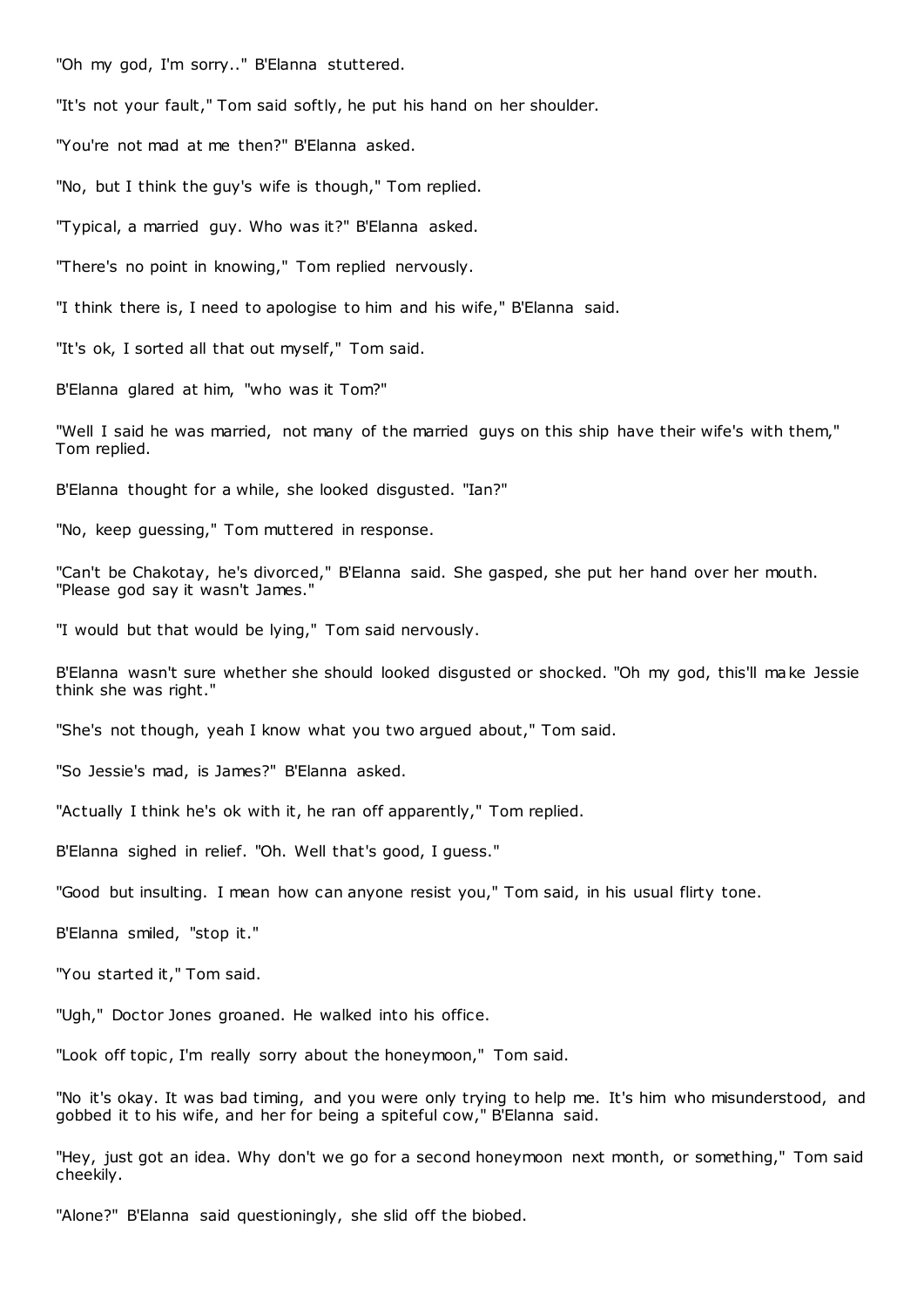"Oh my god, I'm sorry.." B'Elanna stuttered.

"It's not your fault," Tom said softly, he put his hand on her shoulder.

"You're not mad at me then?" B'Elanna asked.

"No, but I think the guy's wife is though," Tom replied.

"Typical, a married guy. Who was it?" B'Elanna asked.

"There's no point in knowing," Tom replied nervously.

"I think there is, I need to apologise to him and his wife," B'Elanna said.

"It's ok, I sorted all that out myself," Tom said.

B'Elanna glared at him, "who was it Tom?"

"Well I said he was married, not many of the married guys on this ship have their wife's with them," Tom replied.

B'Elanna thought for a while, she looked disgusted. "Ian?"

"No, keep guessing," Tom muttered in response.

"Can't be Chakotay, he's divorced," B'Elanna said. She gasped, she put her hand over her mouth. "Please god say it wasn't James."

"I would but that would be lying," Tom said nervously.

B'Elanna wasn't sure whether she should looked disgusted or shocked. "Oh my god, this'll make Jessie think she was right."

"She's not though, yeah I know what you two argued about," Tom said.

"So Jessie's mad, is James?" B'Elanna asked.

"Actually I think he's ok with it, he ran off apparently," Tom replied.

B'Elanna sighed in relief. "Oh. Well that's good, I guess."

"Good but insulting. I mean how can anyone resist you," Tom said, in his usual flirty tone.

B'Elanna smiled, "stop it."

"You started it," Tom said.

"Ugh," Doctor Jones groaned. He walked into his office.

"Look off topic, I'm really sorry about the honeymoon," Tom said.

"No it's okay. It was bad timing, and you were only trying to help me. It's him who misunderstood, and gobbed it to his wife, and her for being a spiteful cow," B'Elanna said.

"Hey, just got an idea. Why don't we go for a second honeymoon next month, or something," Tom said cheekily.

"Alone?" B'Elanna said questioningly, she slid off the biobed.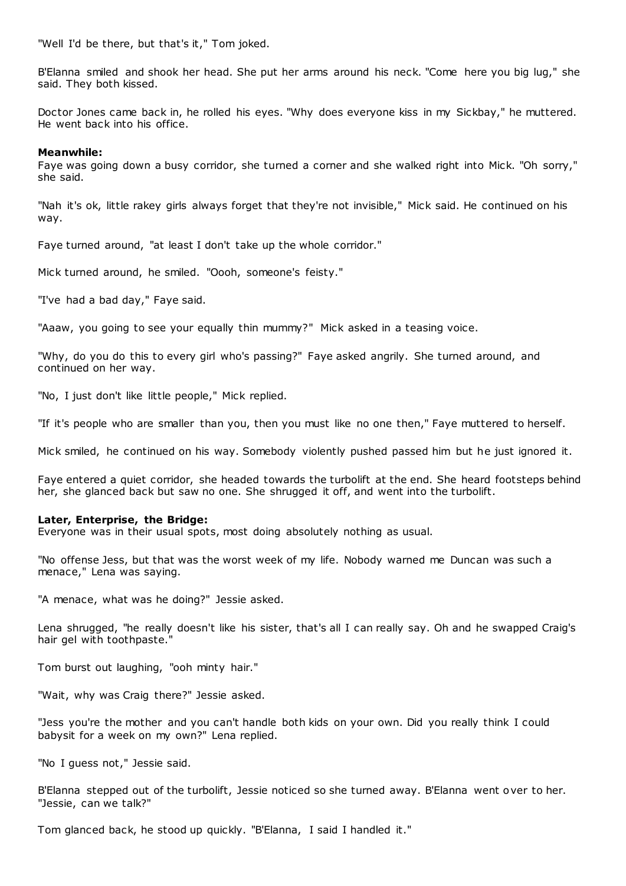"Well I'd be there, but that's it," Tom joked.

B'Elanna smiled and shook her head. She put her arms around his neck. "Come here you big lug," she said. They both kissed.

Doctor Jones came back in, he rolled his eyes. "Why does everyone kiss in my Sickbay," he muttered. He went back into his office.

**Meanwhile:**
Faye was going down a busy corridor, she turned a corner and she walked right into Mick. "Oh sorry," she said.

"Nah it's ok, little rakey girls always forget that they're not invisible," Mick said. He continued on his way.

Faye turned around, "at least I don't take up the whole corridor."

Mick turned around, he smiled. "Oooh, someone's feisty."

"I've had a bad day," Faye said.

"Aaaw, you going to see your equally thin mummy?" Mick asked in a teasing voice.

"Why, do you do this to every girl who's passing?" Faye asked angrily. She turned around, and continued on her way.

"No, I just don't like little people," Mick replied.

"If it's people who are smaller than you, then you must like no one then," Faye muttered to herself.

Mick smiled, he continued on his way. Somebody violently pushed passed him but he just ignored it.

Faye entered a quiet corridor, she headed towards the turbolift at the end. She heard footsteps behind her, she glanced back but saw no one. She shrugged it off, and went into the turbolift.

**Later, Enterprise, the Bridge:**
Everyone was in their usual spots, most doing absolutely nothing as usual.

"No offense Jess, but that was the worst week of my life. Nobody warned me Duncan was such a menace," Lena was saying.

"A menace, what was he doing?" Jessie asked.

Lena shrugged, "he really doesn't like his sister, that's all I can really say. Oh and he swapped Craig's hair gel with toothpaste."

Tom burst out laughing, "ooh minty hair."

"Wait, why was Craig there?" Jessie asked.

"Jess you're the mother and you can't handle both kids on your own. Did you really think I could babysit for a week on my own?" Lena replied.

"No I guess not," Jessie said.

B'Elanna stepped out of the turbolift, Jessie noticed so she turned away. B'Elanna went over to her. "Jessie, can we talk?"

Tom glanced back, he stood up quickly. "B'Elanna, I said I handled it."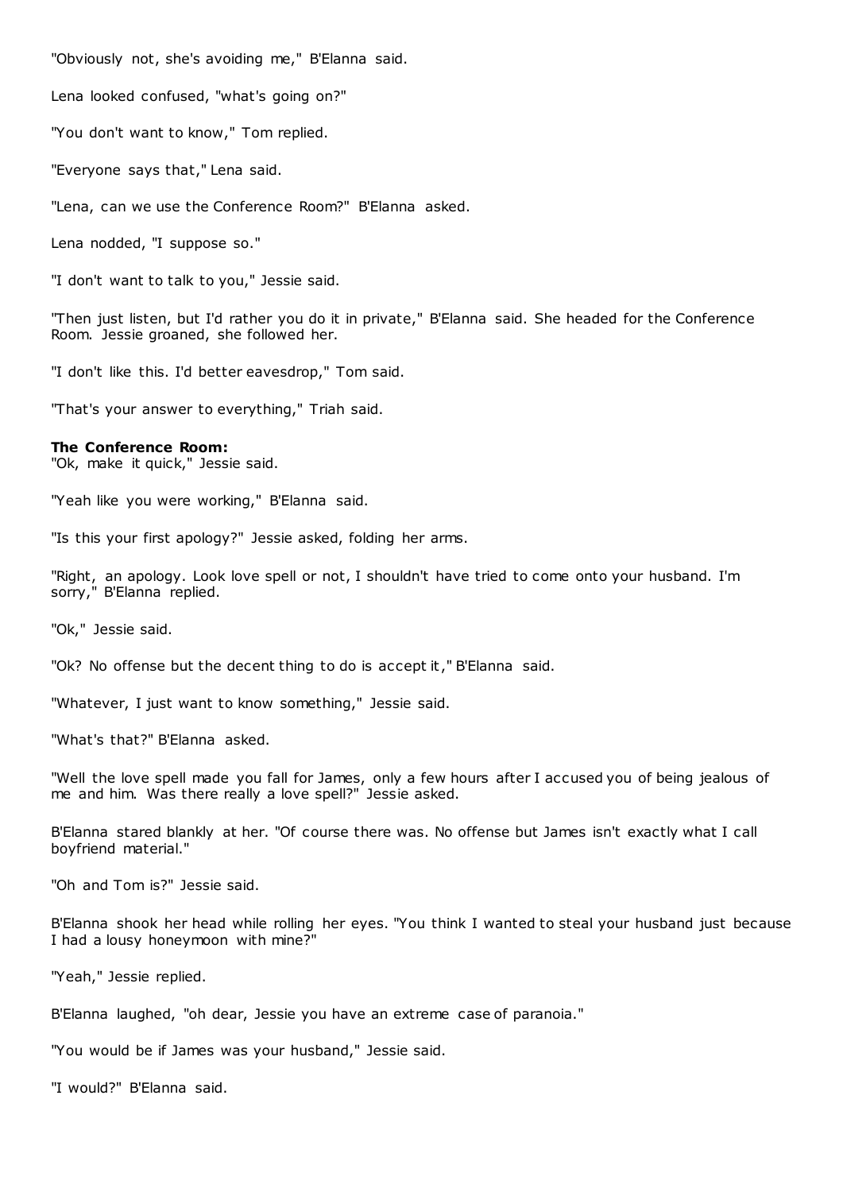"Obviously not, she's avoiding me," B'Elanna said.

Lena looked confused, "what's going on?"

"You don't want to know," Tom replied.

"Everyone says that," Lena said.

"Lena, can we use the Conference Room?" B'Elanna asked.

Lena nodded, "I suppose so."

"I don't want to talk to you," Jessie said.

"Then just listen, but I'd rather you do it in private," B'Elanna said. She headed for the Conference Room. Jessie groaned, she followed her.

"I don't like this. I'd better eavesdrop," Tom said.

"That's your answer to everything," Triah said.

**The Conference Room:**
"Ok, make it quick," Jessie said.

"Yeah like you were working," B'Elanna said.

"Is this your first apology?" Jessie asked, folding her arms.

"Right, an apology. Look love spell or not, I shouldn't have tried to come onto your husband. I'm sorry," B'Elanna replied.

"Ok," Jessie said.

"Ok? No offense but the decent thing to do is accept it," B'Elanna said.

"Whatever, I just want to know something," Jessie said.

"What's that?" B'Elanna asked.

"Well the love spell made you fall for James, only a few hours after I accused you of being jealous of me and him. Was there really a love spell?" Jessie asked.

B'Elanna stared blankly at her. "Of course there was. No offense but James isn't exactly what I call boyfriend material."

"Oh and Tom is?" Jessie said.

B'Elanna shook her head while rolling her eyes. "You think I wanted to steal your husband just because I had a lousy honeymoon with mine?"

"Yeah," Jessie replied.

B'Elanna laughed, "oh dear, Jessie you have an extreme case of paranoia."

"You would be if James was your husband," Jessie said.

"I would?" B'Elanna said.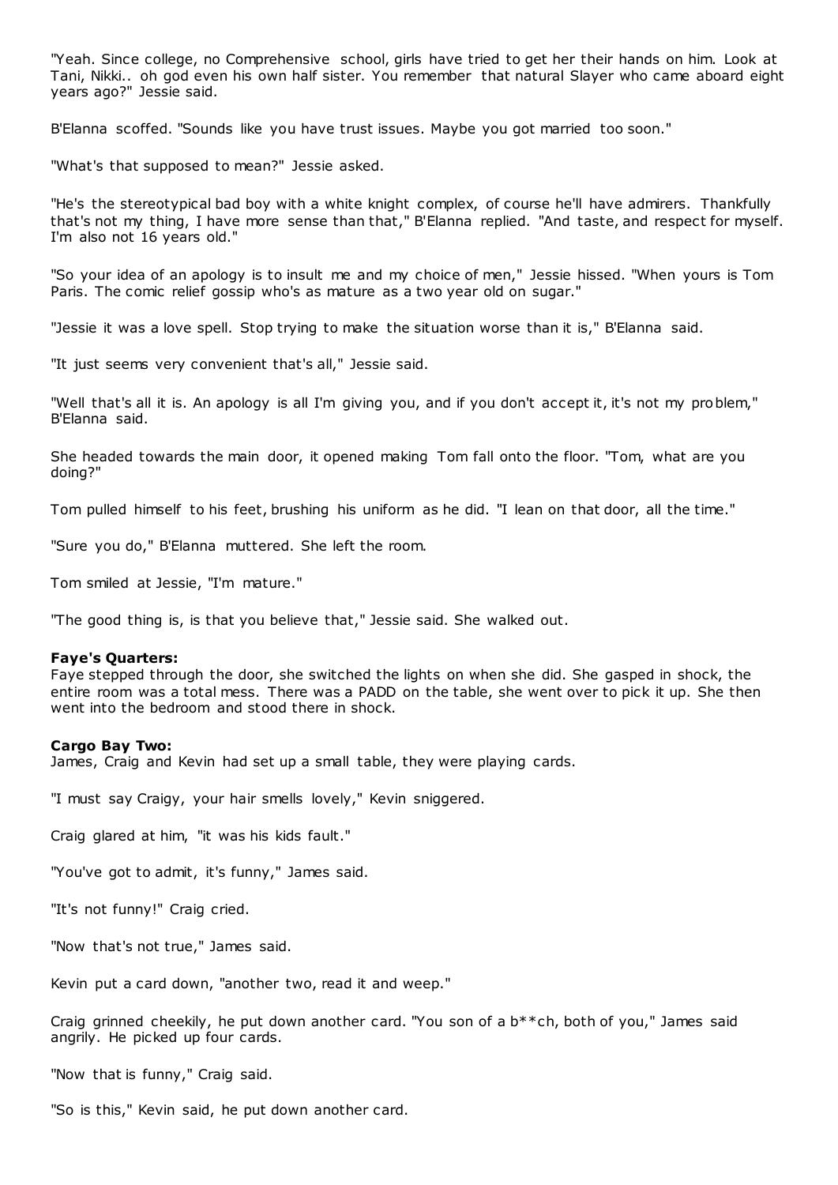"Yeah. Since college, no Comprehensive school, girls have tried to get her their hands on him. Look at Tani, Nikki.. oh god even his own half sister. You remember that natural Slayer who came aboard eight years ago?" Jessie said.

B'Elanna scoffed. "Sounds like you have trust issues. Maybe you got married too soon."

"What's that supposed to mean?" Jessie asked.

"He's the stereotypical bad boy with a white knight complex, of course he'll have admirers. Thankfully that's not my thing, I have more sense than that," B'Elanna replied. "And taste, and respect for myself. I'm also not 16 years old."

"So your idea of an apology is to insult me and my choice of men," Jessie hissed. "When yours is Tom Paris. The comic relief gossip who's as mature as a two year old on sugar."

"Jessie it was a love spell. Stop trying to make the situation worse than it is," B'Elanna said.

"It just seems very convenient that's all," Jessie said.

"Well that's all it is. An apology is all I'm giving you, and if you don't accept it, it's not my problem," B'Elanna said.

She headed towards the main door, it opened making Tom fall onto the floor. "Tom, what are you doing?"

Tom pulled himself to his feet, brushing his uniform as he did. "I lean on that door, all the time."

"Sure you do," B'Elanna muttered. She left the room.

Tom smiled at Jessie, "I'm mature."

"The good thing is, is that you believe that," Jessie said. She walked out.

**Faye's Quarters:**
Faye stepped through the door, she switched the lights on when she did. She gasped in shock, the entire room was a total mess. There was a PADD on the table, she went over to pick it up. She then went into the bedroom and stood there in shock.

**Cargo Bay Two:**
James, Craig and Kevin had set up a small table, they were playing cards.

"I must say Craigy, your hair smells lovely," Kevin sniggered.

Craig glared at him, "it was his kids fault."

"You've got to admit, it's funny," James said.

"It's not funny!" Craig cried.

"Now that's not true," James said.

Kevin put a card down, "another two, read it and weep."

Craig grinned cheekily, he put down another card. "You son of a b**ch, both of you," James said angrily. He picked up four cards.

"Now that is funny," Craig said.

"So is this," Kevin said, he put down another card.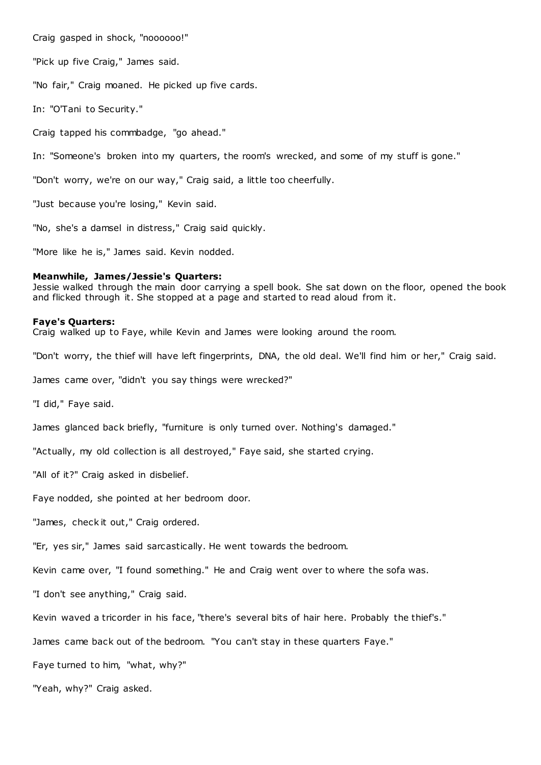Craig gasped in shock, "noooooo!"

"Pick up five Craig," James said.

"No fair," Craig moaned. He picked up five cards.

In: "O'Tani to Security."

Craig tapped his commbadge, "go ahead."

In: "Someone's broken into my quarters, the room's wrecked, and some of my stuff is gone."

"Don't worry, we're on our way," Craig said, a little too cheerfully.

"Just because you're losing," Kevin said.

"No, she's a damsel in distress," Craig said quickly.

"More like he is," James said. Kevin nodded.

**Meanwhile, James/Jessie's Quarters:**
Jessie walked through the main door carrying a spell book. She sat down on the floor, opened the book and flicked through it. She stopped at a page and started to read aloud from it.

**Faye's Quarters:**
Craig walked up to Faye, while Kevin and James were looking around the room.

"Don't worry, the thief will have left fingerprints, DNA, the old deal. We'll find him or her," Craig said.

James came over, "didn't you say things were wrecked?"

"I did," Faye said.

James glanced back briefly, "furniture is only turned over. Nothing's damaged."

"Actually, my old collection is all destroyed," Faye said, she started crying.

"All of it?" Craig asked in disbelief.

Faye nodded, she pointed at her bedroom door.

"James, check it out," Craig ordered.

"Er, yes sir," James said sarcastically. He went towards the bedroom.

Kevin came over, "I found something." He and Craig went over to where the sofa was.

"I don't see anything," Craig said.

Kevin waved a tricorder in his face, "there's several bits of hair here. Probably the thief's."

James came back out of the bedroom. "You can't stay in these quarters Faye."

Faye turned to him, "what, why?"

"Yeah, why?" Craig asked.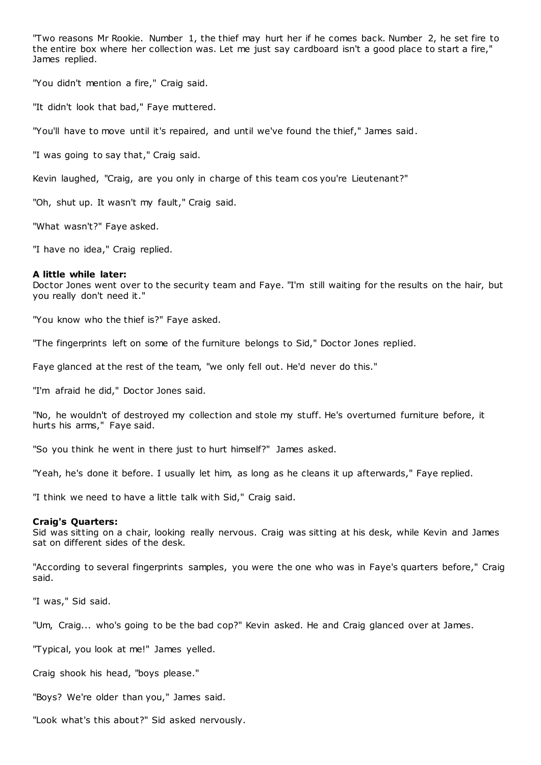"Two reasons Mr Rookie. Number 1, the thief may hurt her if he comes back. Number 2, he set fire to the entire box where her collection was. Let me just say cardboard isn't a good place to start a fire," James replied.

"You didn't mention a fire," Craig said.

"It didn't look that bad," Faye muttered.

"You'll have to move until it's repaired, and until we've found the thief," James said.

"I was going to say that," Craig said.

Kevin laughed, "Craig, are you only in charge of this team cos you're Lieutenant?"

"Oh, shut up. It wasn't my fault," Craig said.

"What wasn't?" Faye asked.

"I have no idea," Craig replied.

**A little while later:**
Doctor Jones went over to the security team and Faye. "I'm still waiting for the results on the hair, but you really don't need it."

"You know who the thief is?" Faye asked.

"The fingerprints left on some of the furniture belongs to Sid," Doctor Jones replied.

Faye glanced at the rest of the team, "we only fell out. He'd never do this."

"I'm afraid he did," Doctor Jones said.

"No, he wouldn't of destroyed my collection and stole my stuff. He's overturned furniture before, it hurts his arms," Faye said.

"So you think he went in there just to hurt himself?" James asked.

"Yeah, he's done it before. I usually let him, as long as he cleans it up afterwards," Faye replied.

"I think we need to have a little talk with Sid," Craig said.

**Craig's Quarters:**
Sid was sitting on a chair, looking really nervous. Craig was sitting at his desk, while Kevin and James sat on different sides of the desk.

"According to several fingerprints samples, you were the one who was in Faye's quarters before," Craig said.

"I was," Sid said.

"Um, Craig... who's going to be the bad cop?" Kevin asked. He and Craig glanced over at James.

"Typical, you look at me!" James yelled.

Craig shook his head, "boys please."

"Boys? We're older than you," James said.

"Look what's this about?" Sid asked nervously.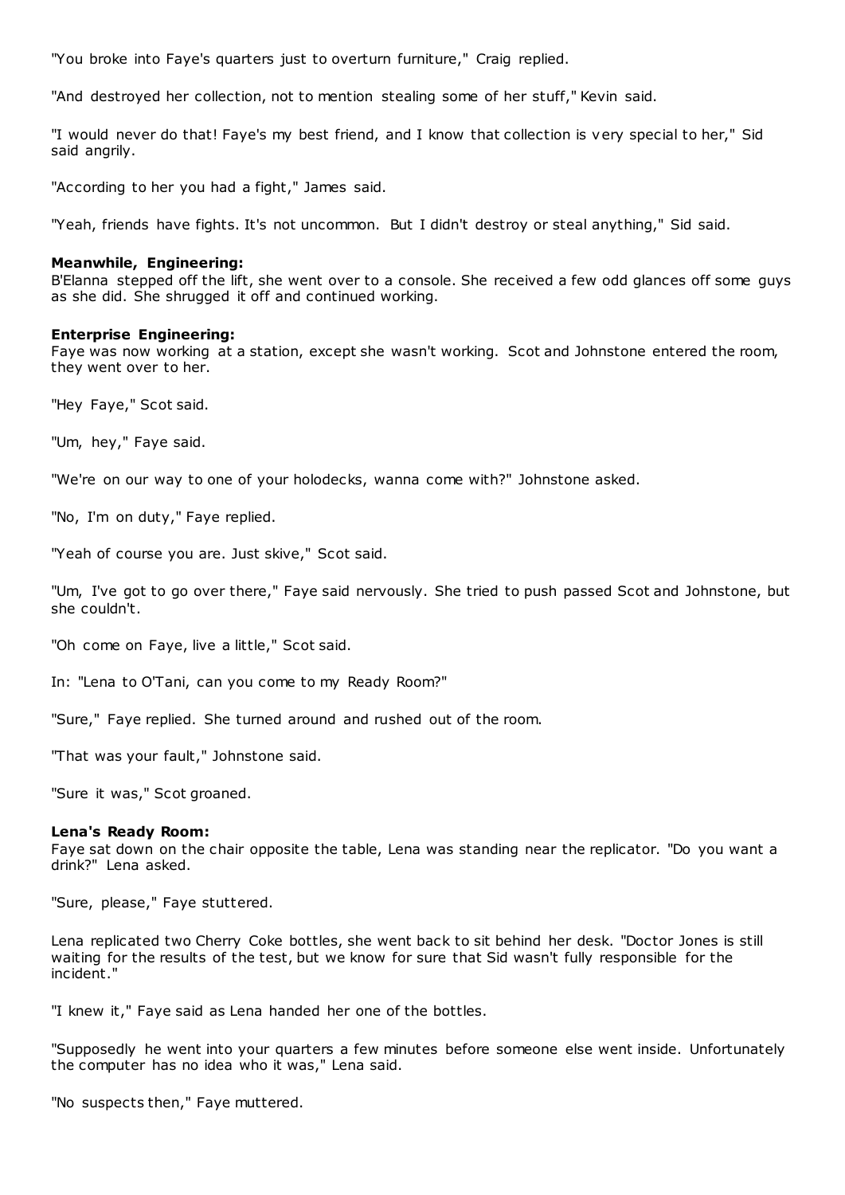"You broke into Faye's quarters just to overturn furniture," Craig replied.

"And destroyed her collection, not to mention stealing some of her stuff," Kevin said.

"I would never do that! Faye's my best friend, and I know that collection is very special to her," Sid said angrily.

"According to her you had a fight," James said.

"Yeah, friends have fights. It's not uncommon. But I didn't destroy or steal anything," Sid said.

**Meanwhile, Engineering:**
B'Elanna stepped off the lift, she went over to a console. She received a few odd glances off some guys as she did. She shrugged it off and continued working.

**Enterprise Engineering:**
Faye was now working at a station, except she wasn't working. Scot and Johnstone entered the room, they went over to her.

"Hey Faye," Scot said.

"Um, hey," Faye said.

"We're on our way to one of your holodecks, wanna come with?" Johnstone asked.

"No, I'm on duty," Faye replied.

"Yeah of course you are. Just skive," Scot said.

"Um, I've got to go over there," Faye said nervously. She tried to push passed Scot and Johnstone, but she couldn't.

"Oh come on Faye, live a little," Scot said.

In: "Lena to O'Tani, can you come to my Ready Room?"

"Sure," Faye replied. She turned around and rushed out of the room.

"That was your fault," Johnstone said.

"Sure it was," Scot groaned.

**Lena's Ready Room:**
Faye sat down on the chair opposite the table, Lena was standing near the replicator. "Do you want a drink?" Lena asked.

"Sure, please," Faye stuttered.

Lena replicated two Cherry Coke bottles, she went back to sit behind her desk. "Doctor Jones is still waiting for the results of the test, but we know for sure that Sid wasn't fully responsible for the incident."

"I knew it," Faye said as Lena handed her one of the bottles.

"Supposedly he went into your quarters a few minutes before someone else went inside. Unfortunately the computer has no idea who it was," Lena said.

"No suspects then," Faye muttered.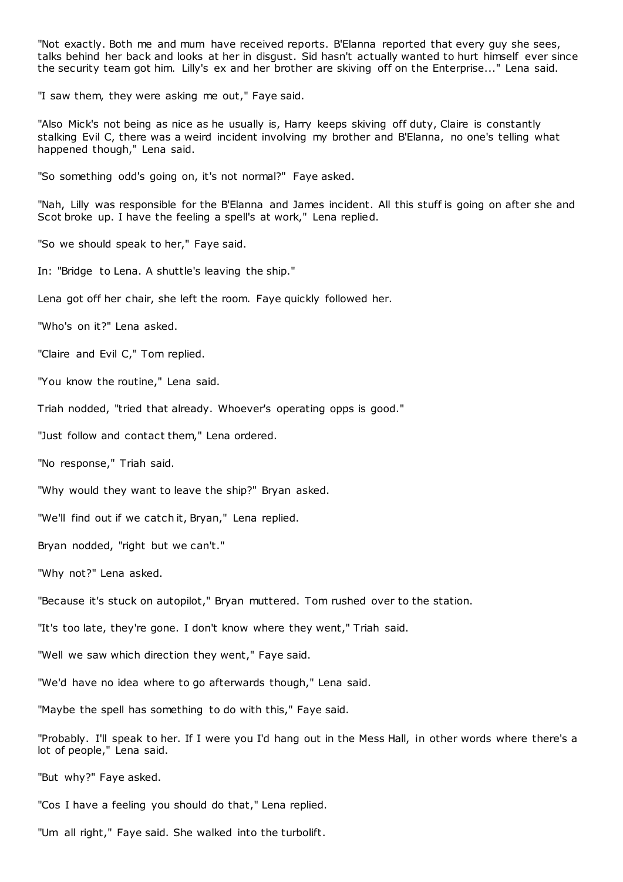"Not exactly. Both me and mum have received reports. B'Elanna reported that every guy she sees, talks behind her back and looks at her in disgust. Sid hasn't actually wanted to hurt himself ever since the security team got him. Lilly's ex and her brother are skiving off on the Enterprise..." Lena said.

"I saw them, they were asking me out," Faye said.

"Also Mick's not being as nice as he usually is, Harry keeps skiving off duty, Claire is constantly stalking Evil C, there was a weird incident involving my brother and B'Elanna, no one's telling what happened though," Lena said.

"So something odd's going on, it's not normal?" Faye asked.

"Nah, Lilly was responsible for the B'Elanna and James incident. All this stuff is going on after she and Scot broke up. I have the feeling a spell's at work," Lena replied.

"So we should speak to her," Faye said.

In: "Bridge to Lena. A shuttle's leaving the ship."

Lena got off her chair, she left the room. Faye quickly followed her.

"Who's on it?" Lena asked.

"Claire and Evil C," Tom replied.

"You know the routine," Lena said.

Triah nodded, "tried that already. Whoever's operating opps is good."

"Just follow and contact them," Lena ordered.

"No response," Triah said.

"Why would they want to leave the ship?" Bryan asked.

"We'll find out if we catch it, Bryan," Lena replied.

Bryan nodded, "right but we can't."

"Why not?" Lena asked.

"Because it's stuck on autopilot," Bryan muttered. Tom rushed over to the station.

"It's too late, they're gone. I don't know where they went," Triah said.

"Well we saw which direction they went," Faye said.

"We'd have no idea where to go afterwards though," Lena said.

"Maybe the spell has something to do with this," Faye said.

"Probably. I'll speak to her. If I were you I'd hang out in the Mess Hall, in other words where there's a lot of people," Lena said.

"But why?" Faye asked.

"Cos I have a feeling you should do that," Lena replied.

"Um all right," Faye said. She walked into the turbolift.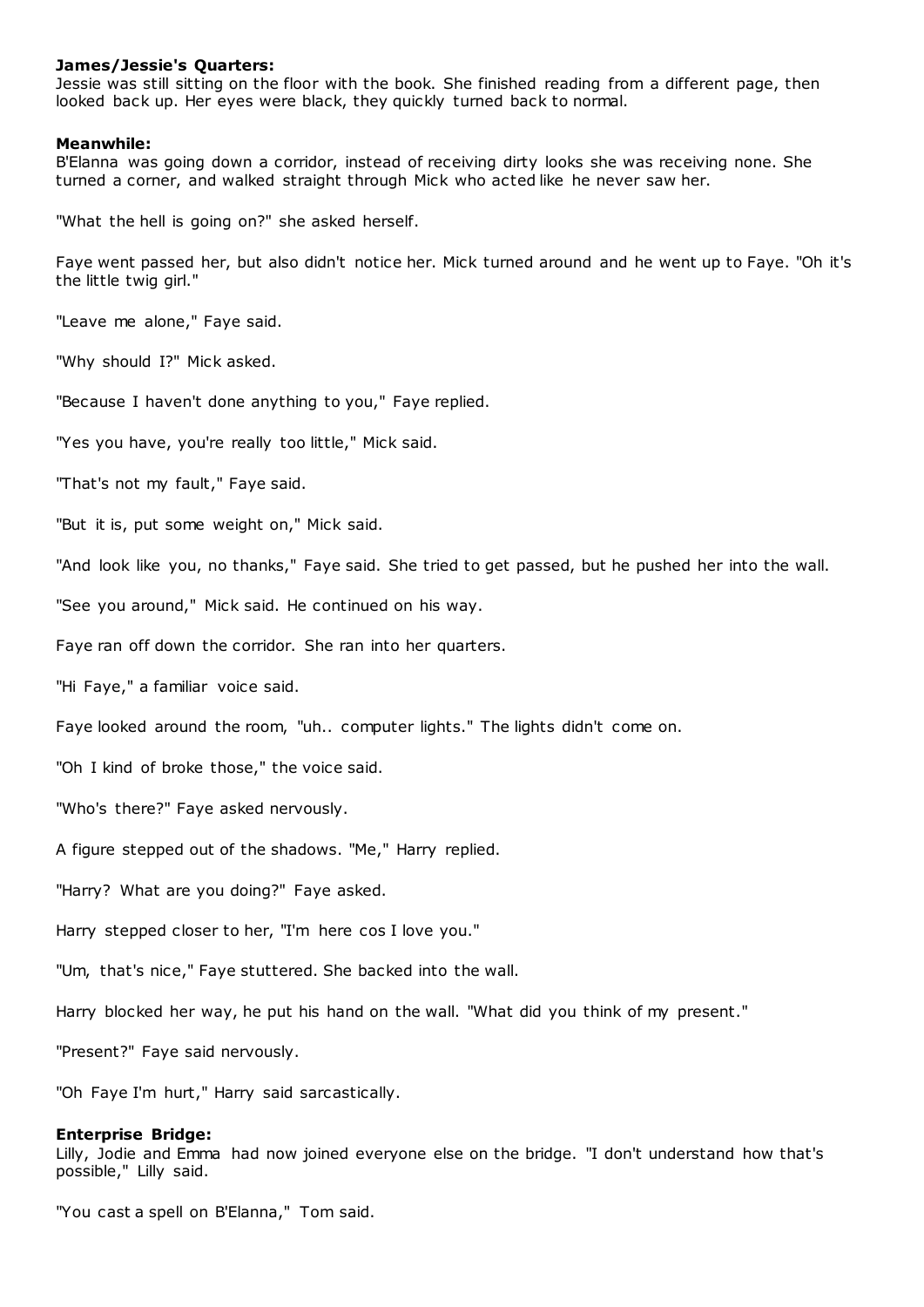**James/Jessie's Quarters:**
Jessie was still sitting on the floor with the book. She finished reading from a different page, then looked back up. Her eyes were black, they quickly turned back to normal.

**Meanwhile:**
B'Elanna was going down a corridor, instead of receiving dirty looks she was receiving none. She turned a corner, and walked straight through Mick who acted like he never saw her.

"What the hell is going on?" she asked herself.

Faye went passed her, but also didn't notice her. Mick turned around and he went up to Faye. "Oh it's the little twig girl."

"Leave me alone," Faye said.

"Why should I?" Mick asked.

"Because I haven't done anything to you," Faye replied.

"Yes you have, you're really too little," Mick said.

"That's not my fault," Faye said.

"But it is, put some weight on," Mick said.

"And look like you, no thanks," Faye said. She tried to get passed, but he pushed her into the wall.

"See you around," Mick said. He continued on his way.

Faye ran off down the corridor. She ran into her quarters.

"Hi Faye," a familiar voice said.

Faye looked around the room, "uh.. computer lights." The lights didn't come on.

"Oh I kind of broke those," the voice said.

"Who's there?" Faye asked nervously.

A figure stepped out of the shadows. "Me," Harry replied.

"Harry? What are you doing?" Faye asked.

Harry stepped closer to her, "I'm here cos I love you."

"Um, that's nice," Faye stuttered. She backed into the wall.

Harry blocked her way, he put his hand on the wall. "What did you think of my present."

"Present?" Faye said nervously.

"Oh Faye I'm hurt," Harry said sarcastically.

**Enterprise Bridge:**
Lilly, Jodie and Emma had now joined everyone else on the bridge. "I don't understand how that's possible," Lilly said.

"You cast a spell on B'Elanna," Tom said.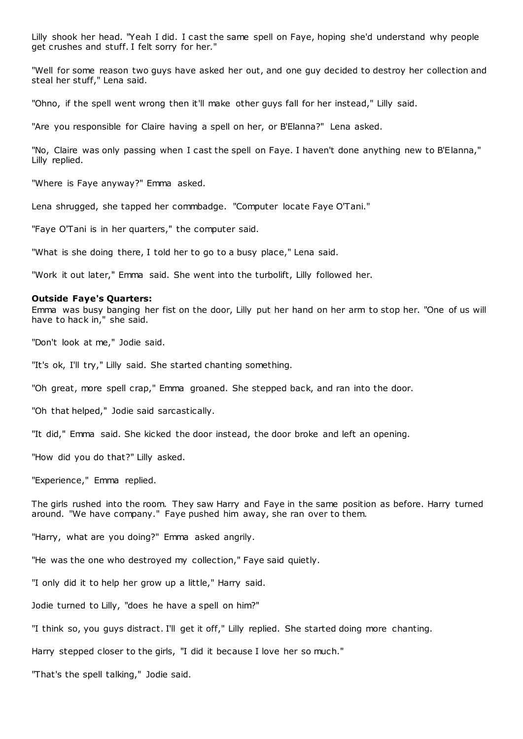Lilly shook her head. "Yeah I did. I cast the same spell on Faye, hoping she'd understand why people get crushes and stuff. I felt sorry for her."

"Well for some reason two guys have asked her out, and one guy decided to destroy her collection and steal her stuff," Lena said.

"Ohno, if the spell went wrong then it'll make other guys fall for her instead," Lilly said.

"Are you responsible for Claire having a spell on her, or B'Elanna?" Lena asked.

"No, Claire was only passing when I cast the spell on Faye. I haven't done anything new to B'Elanna," Lilly replied.

"Where is Faye anyway?" Emma asked.

Lena shrugged, she tapped her commbadge. "Computer locate Faye O'Tani."

"Faye O'Tani is in her quarters," the computer said.

"What is she doing there, I told her to go to a busy place," Lena said.

"Work it out later," Emma said. She went into the turbolift, Lilly followed her.

**Outside Faye's Quarters:**
Emma was busy banging her fist on the door, Lilly put her hand on her arm to stop her. "One of us will have to hack in," she said.

"Don't look at me," Jodie said.

"It's ok, I'll try," Lilly said. She started chanting something.

"Oh great, more spell crap," Emma groaned. She stepped back, and ran into the door.

"Oh that helped," Jodie said sarcastically.

"It did," Emma said. She kicked the door instead, the door broke and left an opening.

"How did you do that?" Lilly asked.

"Experience," Emma replied.

The girls rushed into the room. They saw Harry and Faye in the same position as before. Harry turned around. "We have company." Faye pushed him away, she ran over to them.

"Harry, what are you doing?" Emma asked angrily.

"He was the one who destroyed my collection," Faye said quietly.

"I only did it to help her grow up a little," Harry said.

Jodie turned to Lilly, "does he have a spell on him?"

"I think so, you guys distract. I'll get it off," Lilly replied. She started doing more chanting.

Harry stepped closer to the girls, "I did it because I love her so much."

"That's the spell talking," Jodie said.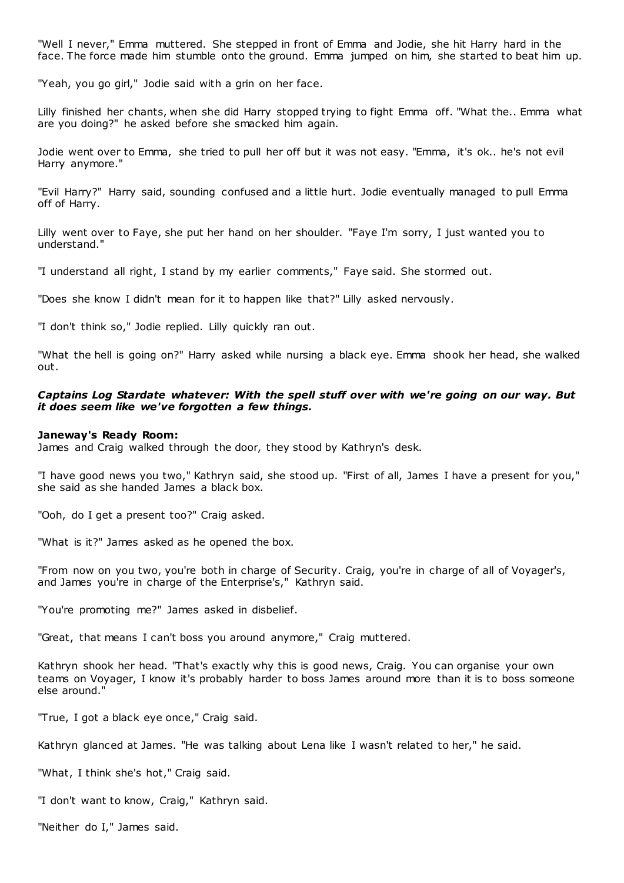"Well I never," Emma muttered. She stepped in front of Emma and Jodie, she hit Harry hard in the face. The force made him stumble onto the ground. Emma jumped on him, she started to beat him up.

"Yeah, you go girl," Jodie said with a grin on her face.

Lilly finished her chants, when she did Harry stopped trying to fight Emma off. "What the.. Emma what are you doing?" he asked before she smacked him again.

Jodie went over to Emma, she tried to pull her off but it was not easy. "Emma, it's ok.. he's not evil Harry anymore."

"Evil Harry?" Harry said, sounding confused and a little hurt. Jodie eventually managed to pull Emma off of Harry.

Lilly went over to Faye, she put her hand on her shoulder. "Faye I'm sorry, I just wanted you to understand."

"I understand all right, I stand by my earlier comments," Faye said. She stormed out.

"Does she know I didn't mean for it to happen like that?" Lilly asked nervously.

"I don't think so," Jodie replied. Lilly quickly ran out.

"What the hell is going on?" Harry asked while nursing a black eye. Emma shook her head, she walked out.

***Captains Log Stardate whatever: With the spell stuff over with we're going on our way. But it does seem like we've forgotten a few things.***

**Janeway's Ready Room:**
James and Craig walked through the door, they stood by Kathryn's desk.

"I have good news you two," Kathryn said, she stood up. "First of all, James I have a present for you," she said as she handed James a black box.

"Ooh, do I get a present too?" Craig asked.

"What is it?" James asked as he opened the box.

"From now on you two, you're both in charge of Security. Craig, you're in charge of all of Voyager's, and James you're in charge of the Enterprise's," Kathryn said.

"You're promoting me?" James asked in disbelief.

"Great, that means I can't boss you around anymore," Craig muttered.

Kathryn shook her head. "That's exactly why this is good news, Craig. You can organise your own teams on Voyager, I know it's probably harder to boss James around more than it is to boss someone else around."

"True, I got a black eye once," Craig said.

Kathryn glanced at James. "He was talking about Lena like I wasn't related to her," he said.

"What, I think she's hot," Craig said.

"I don't want to know, Craig," Kathryn said.

"Neither do I," James said.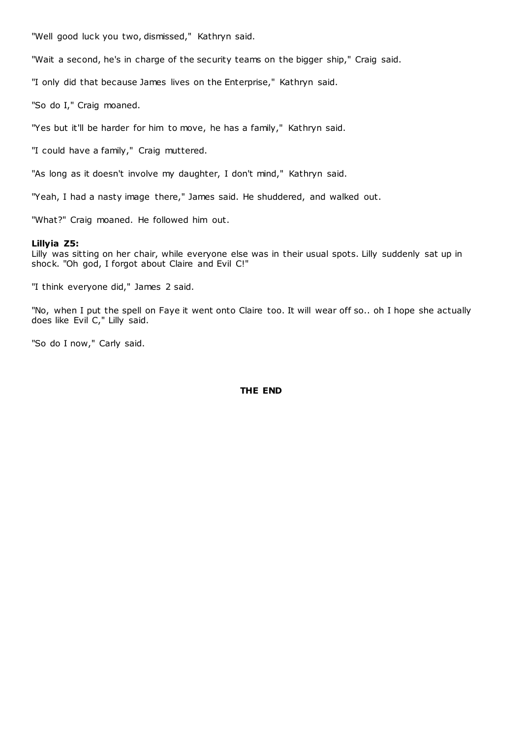"Well good luck you two, dismissed," Kathryn said.

"Wait a second, he's in charge of the security teams on the bigger ship," Craig said.

"I only did that because James lives on the Enterprise," Kathryn said.

"So do I," Craig moaned.

"Yes but it'll be harder for him to move, he has a family," Kathryn said.

"I could have a family," Craig muttered.

"As long as it doesn't involve my daughter, I don't mind," Kathryn said.

"Yeah, I had a nasty image there," James said. He shuddered, and walked out.

"What?" Craig moaned. He followed him out.

**Lillyia Z5:**
Lilly was sitting on her chair, while everyone else was in their usual spots. Lilly suddenly sat up in shock. "Oh god, I forgot about Claire and Evil C!"

"I think everyone did," James 2 said.

"No, when I put the spell on Faye it went onto Claire too. It will wear off so.. oh I hope she actually does like Evil C," Lilly said.

"So do I now," Carly said.

**THE END**